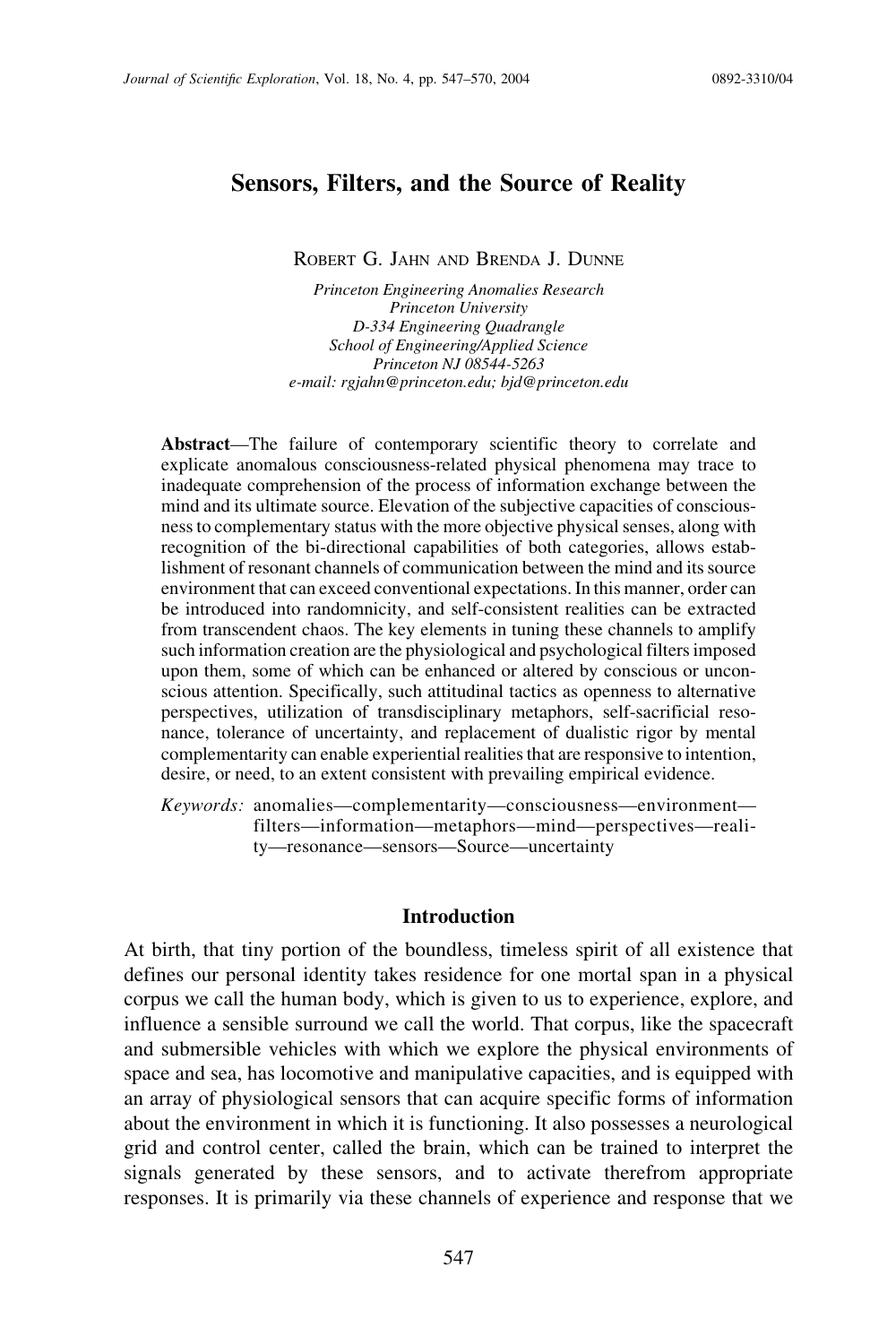# Sensors, Filters, and the Source of Reality

Robert G. Jahn and Brenda J. Dunne

*Princeton Engineering Anomalies Research*
*Princeton University*
*D-334 Engineering Quadrangle*
*School of Engineering/Applied Science*
*Princeton NJ 08544-5263*
*e-mail: rgjahn@princeton.edu; bjd@princeton.edu*

**Abstract**—The failure of contemporary scientific theory to correlate and explicate anomalous consciousness-related physical phenomena may trace to inadequate comprehension of the process of information exchange between the mind and its ultimate source. Elevation of the subjective capacities of consciousness to complementary status with the more objective physical senses, along with recognition of the bi-directional capabilities of both categories, allows establishment of resonant channels of communication between the mind and its source environment that can exceed conventional expectations. In this manner, order can be introduced into randomnicity, and self-consistent realities can be extracted from transcendent chaos. The key elements in tuning these channels to amplify such information creation are the physiological and psychological filters imposed upon them, some of which can be enhanced or altered by conscious or unconscious attention. Specifically, such attitudinal tactics as openness to alternative perspectives, utilization of transdisciplinary metaphors, self-sacrificial resonance, tolerance of uncertainty, and replacement of dualistic rigor by mental complementarity can enable experiential realities that are responsive to intention, desire, or need, to an extent consistent with prevailing empirical evidence.

*Keywords:* anomalies—complementarity—consciousness—environment—filters—information—metaphors—mind—perspectives—reality—resonance—sensors—Source—uncertainty

## Introduction

At birth, that tiny portion of the boundless, timeless spirit of all existence that defines our personal identity takes residence for one mortal span in a physical corpus we call the human body, which is given to us to experience, explore, and influence a sensible surround we call the world. That corpus, like the spacecraft and submersible vehicles with which we explore the physical environments of space and sea, has locomotive and manipulative capacities, and is equipped with an array of physiological sensors that can acquire specific forms of information about the environment in which it is functioning. It also possesses a neurological grid and control center, called the brain, which can be trained to interpret the signals generated by these sensors, and to activate therefrom appropriate responses. It is primarily via these channels of experience and response that we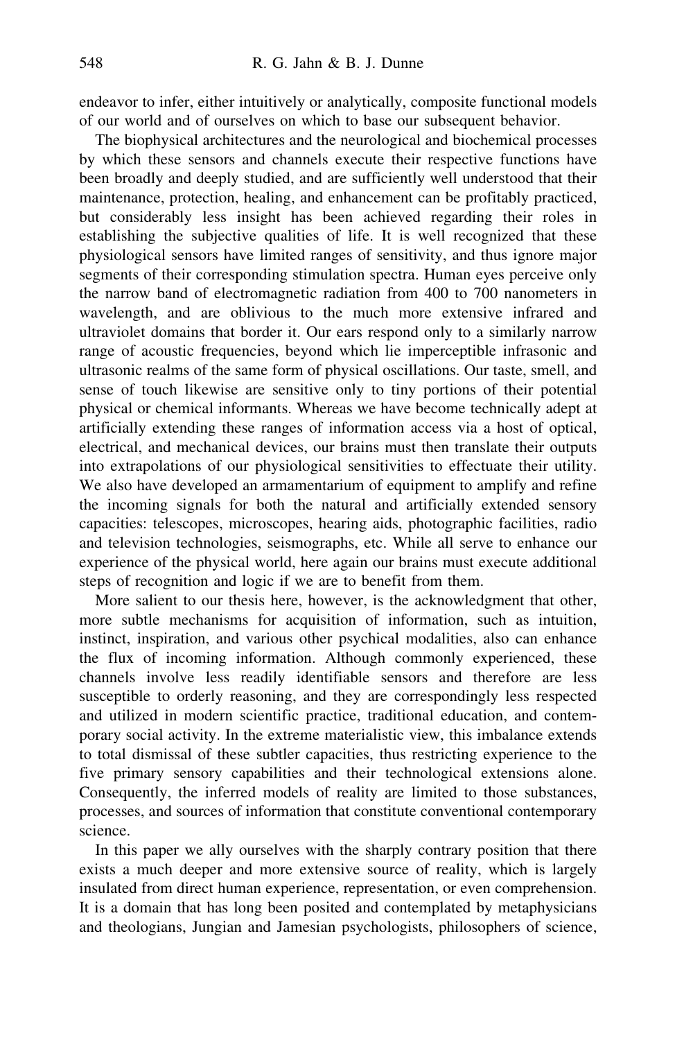endeavor to infer, either intuitively or analytically, composite functional models of our world and of ourselves on which to base our subsequent behavior.

The biophysical architectures and the neurological and biochemical processes by which these sensors and channels execute their respective functions have been broadly and deeply studied, and are sufficiently well understood that their maintenance, protection, healing, and enhancement can be profitably practiced, but considerably less insight has been achieved regarding their roles in establishing the subjective qualities of life. It is well recognized that these physiological sensors have limited ranges of sensitivity, and thus ignore major segments of their corresponding stimulation spectra. Human eyes perceive only the narrow band of electromagnetic radiation from 400 to 700 nanometers in wavelength, and are oblivious to the much more extensive infrared and ultraviolet domains that border it. Our ears respond only to a similarly narrow range of acoustic frequencies, beyond which lie imperceptible infrasonic and ultrasonic realms of the same form of physical oscillations. Our taste, smell, and sense of touch likewise are sensitive only to tiny portions of their potential physical or chemical informants. Whereas we have become technically adept at artificially extending these ranges of information access via a host of optical, electrical, and mechanical devices, our brains must then translate their outputs into extrapolations of our physiological sensitivities to effectuate their utility. We also have developed an armamentarium of equipment to amplify and refine the incoming signals for both the natural and artificially extended sensory capacities: telescopes, microscopes, hearing aids, photographic facilities, radio and television technologies, seismographs, etc. While all serve to enhance our experience of the physical world, here again our brains must execute additional steps of recognition and logic if we are to benefit from them.

More salient to our thesis here, however, is the acknowledgment that other, more subtle mechanisms for acquisition of information, such as intuition, instinct, inspiration, and various other psychical modalities, also can enhance the flux of incoming information. Although commonly experienced, these channels involve less readily identifiable sensors and therefore are less susceptible to orderly reasoning, and they are correspondingly less respected and utilized in modern scientific practice, traditional education, and contemporary social activity. In the extreme materialistic view, this imbalance extends to total dismissal of these subtler capacities, thus restricting experience to the five primary sensory capabilities and their technological extensions alone. Consequently, the inferred models of reality are limited to those substances, processes, and sources of information that constitute conventional contemporary science.

In this paper we ally ourselves with the sharply contrary position that there exists a much deeper and more extensive source of reality, which is largely insulated from direct human experience, representation, or even comprehension. It is a domain that has long been posited and contemplated by metaphysicians and theologians, Jungian and Jamesian psychologists, philosophers of science,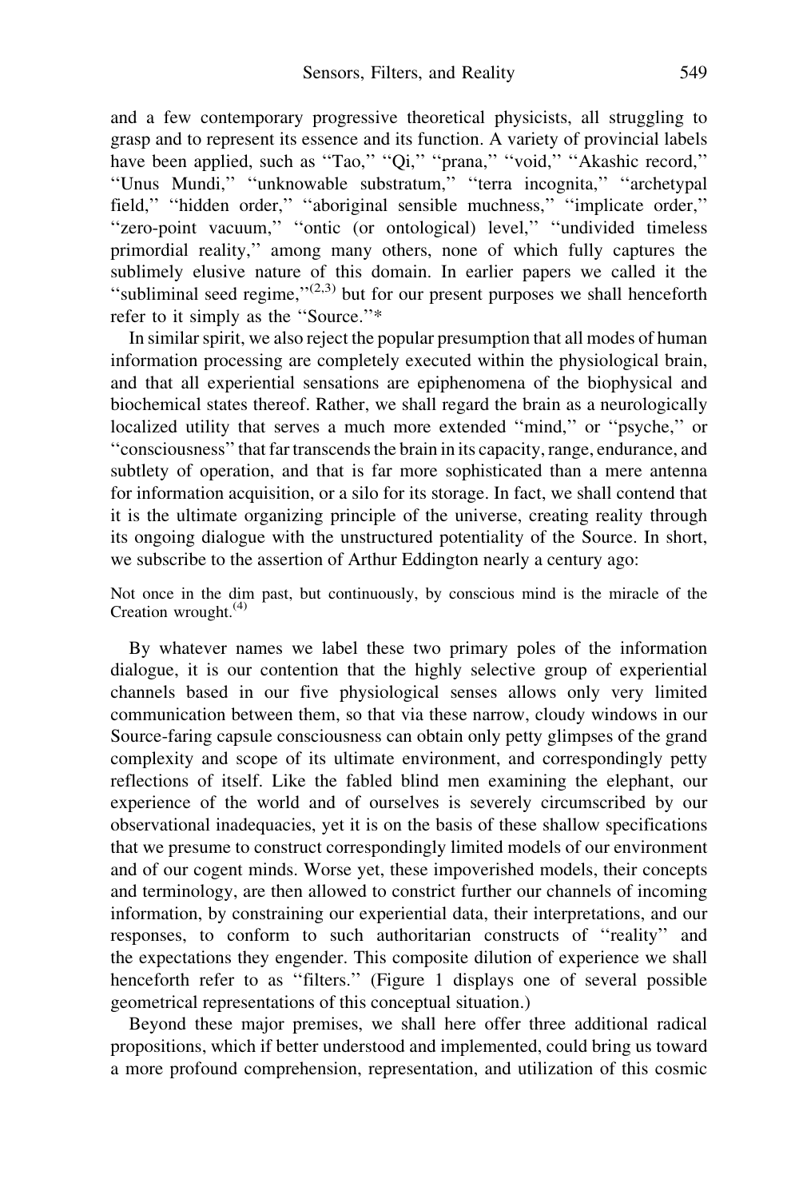and a few contemporary progressive theoretical physicists, all struggling to grasp and to represent its essence and its function. A variety of provincial labels have been applied, such as ''Tao,'' ''Qi,'' ''prana,'' ''void,'' ''Akashic record,'' ''Unus Mundi,'' ''unknowable substratum,'' ''terra incognita,'' ''archetypal field,'' ''hidden order,'' ''aboriginal sensible muchness,'' ''implicate order,'' ''zero-point vacuum,'' ''ontic (or ontological) level,'' ''undivided timeless primordial reality,'' among many others, none of which fully captures the sublimely elusive nature of this domain. In earlier papers we called it the ''subliminal seed regime,''[2,3] but for our present purposes we shall henceforth refer to it simply as the ''Source.''*

In similar spirit, we also reject the popular presumption that all modes of human information processing are completely executed within the physiological brain, and that all experiential sensations are epiphenomena of the biophysical and biochemical states thereof. Rather, we shall regard the brain as a neurologically localized utility that serves a much more extended ''mind,'' or ''psyche,'' or ''consciousness'' that far transcends the brain in its capacity, range, endurance, and subtlety of operation, and that is far more sophisticated than a mere antenna for information acquisition, or a silo for its storage. In fact, we shall contend that it is the ultimate organizing principle of the universe, creating reality through its ongoing dialogue with the unstructured potentiality of the Source. In short, we subscribe to the assertion of Arthur Eddington nearly a century ago:

> Not once in the dim past, but continuously, by conscious mind is the miracle of the Creation wrought.[4]

By whatever names we label these two primary poles of the information dialogue, it is our contention that the highly selective group of experiential channels based in our five physiological senses allows only very limited communication between them, so that via these narrow, cloudy windows in our Source-faring capsule consciousness can obtain only petty glimpses of the grand complexity and scope of its ultimate environment, and correspondingly petty reflections of itself. Like the fabled blind men examining the elephant, our experience of the world and of ourselves is severely circumscribed by our observational inadequacies, yet it is on the basis of these shallow specifications that we presume to construct correspondingly limited models of our environment and of our cogent minds. Worse yet, these impoverished models, their concepts and terminology, are then allowed to constrict further our channels of incoming information, by constraining our experiential data, their interpretations, and our responses, to conform to such authoritarian constructs of ''reality'' and the expectations they engender. This composite dilution of experience we shall henceforth refer to as ''filters.'' (Figure 1 displays one of several possible geometrical representations of this conceptual situation.)

Beyond these major premises, we shall here offer three additional radical propositions, which if better understood and implemented, could bring us toward a more profound comprehension, representation, and utilization of this cosmic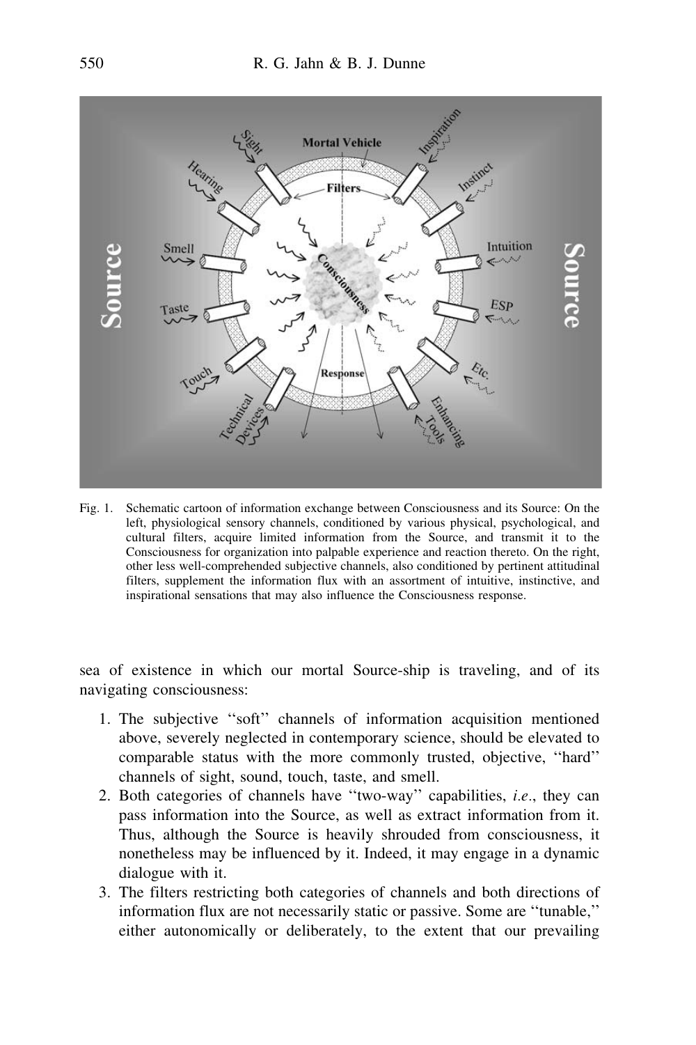Fig. 1. Schematic cartoon of information exchange between Consciousness and its Source: On the left, physiological sensory channels, conditioned by various physical, psychological, and cultural filters, acquire limited information from the Source, and transmit it to the Consciousness for organization into palpable experience and reaction thereto. On the right, other less well-comprehended subjective channels, also conditioned by pertinent attitudinal filters, supplement the information flux with an assortment of intuitive, instinctive, and inspirational sensations that may also influence the Consciousness response.

sea of existence in which our mortal Source-ship is traveling, and of its navigating consciousness:

1. The subjective ''soft'' channels of information acquisition mentioned above, severely neglected in contemporary science, should be elevated to comparable status with the more commonly trusted, objective, ''hard'' channels of sight, sound, touch, taste, and smell.
2. Both categories of channels have ''two-way'' capabilities, *i.e*., they can pass information into the Source, as well as extract information from it. Thus, although the Source is heavily shrouded from consciousness, it nonetheless may be influenced by it. Indeed, it may engage in a dynamic dialogue with it.
3. The filters restricting both categories of channels and both directions of information flux are not necessarily static or passive. Some are ''tunable,'' either autonomically or deliberately, to the extent that our prevailing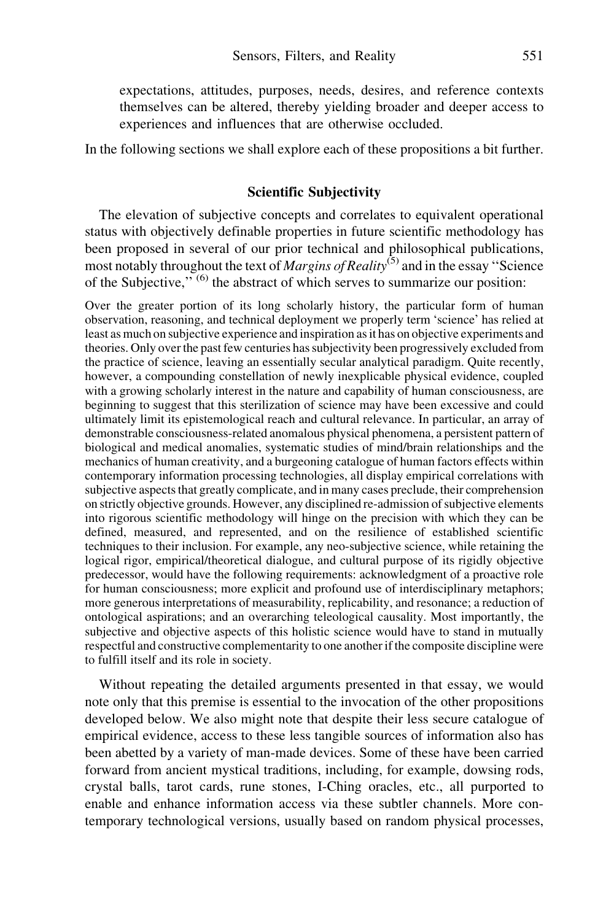expectations, attitudes, purposes, needs, desires, and reference contexts themselves can be altered, thereby yielding broader and deeper access to experiences and influences that are otherwise occluded.

In the following sections we shall explore each of these propositions a bit further.

### Scientific Subjectivity

The elevation of subjective concepts and correlates to equivalent operational status with objectively definable properties in future scientific methodology has been proposed in several of our prior technical and philosophical publications, most notably throughout the text of *Margins of Reality*[5] and in the essay "Science of the Subjective," [6] the abstract of which serves to summarize our position:

> Over the greater portion of its long scholarly history, the particular form of human observation, reasoning, and technical deployment we properly term 'science' has relied at least as much on subjective experience and inspiration as it has on objective experiments and theories. Only over the past few centuries has subjectivity been progressively excluded from the practice of science, leaving an essentially secular analytical paradigm. Quite recently, however, a compounding constellation of newly inexplicable physical evidence, coupled with a growing scholarly interest in the nature and capability of human consciousness, are beginning to suggest that this sterilization of science may have been excessive and could ultimately limit its epistemological reach and cultural relevance. In particular, an array of demonstrable consciousness-related anomalous physical phenomena, a persistent pattern of biological and medical anomalies, systematic studies of mind/brain relationships and the mechanics of human creativity, and a burgeoning catalogue of human factors effects within contemporary information processing technologies, all display empirical correlations with subjective aspects that greatly complicate, and in many cases preclude, their comprehension on strictly objective grounds. However, any disciplined re-admission of subjective elements into rigorous scientific methodology will hinge on the precision with which they can be defined, measured, and represented, and on the resilience of established scientific techniques to their inclusion. For example, any neo-subjective science, while retaining the logical rigor, empirical/theoretical dialogue, and cultural purpose of its rigidly objective predecessor, would have the following requirements: acknowledgment of a proactive role for human consciousness; more explicit and profound use of interdisciplinary metaphors; more generous interpretations of measurability, replicability, and resonance; a reduction of ontological aspirations; and an overarching teleological causality. Most importantly, the subjective and objective aspects of this holistic science would have to stand in mutually respectful and constructive complementarity to one another if the composite discipline were to fulfill itself and its role in society.

Without repeating the detailed arguments presented in that essay, we would note only that this premise is essential to the invocation of the other propositions developed below. We also might note that despite their less secure catalogue of empirical evidence, access to these less tangible sources of information also has been abetted by a variety of man-made devices. Some of these have been carried forward from ancient mystical traditions, including, for example, dowsing rods, crystal balls, tarot cards, rune stones, I-Ching oracles, etc., all purported to enable and enhance information access via these subtler channels. More contemporary technological versions, usually based on random physical processes,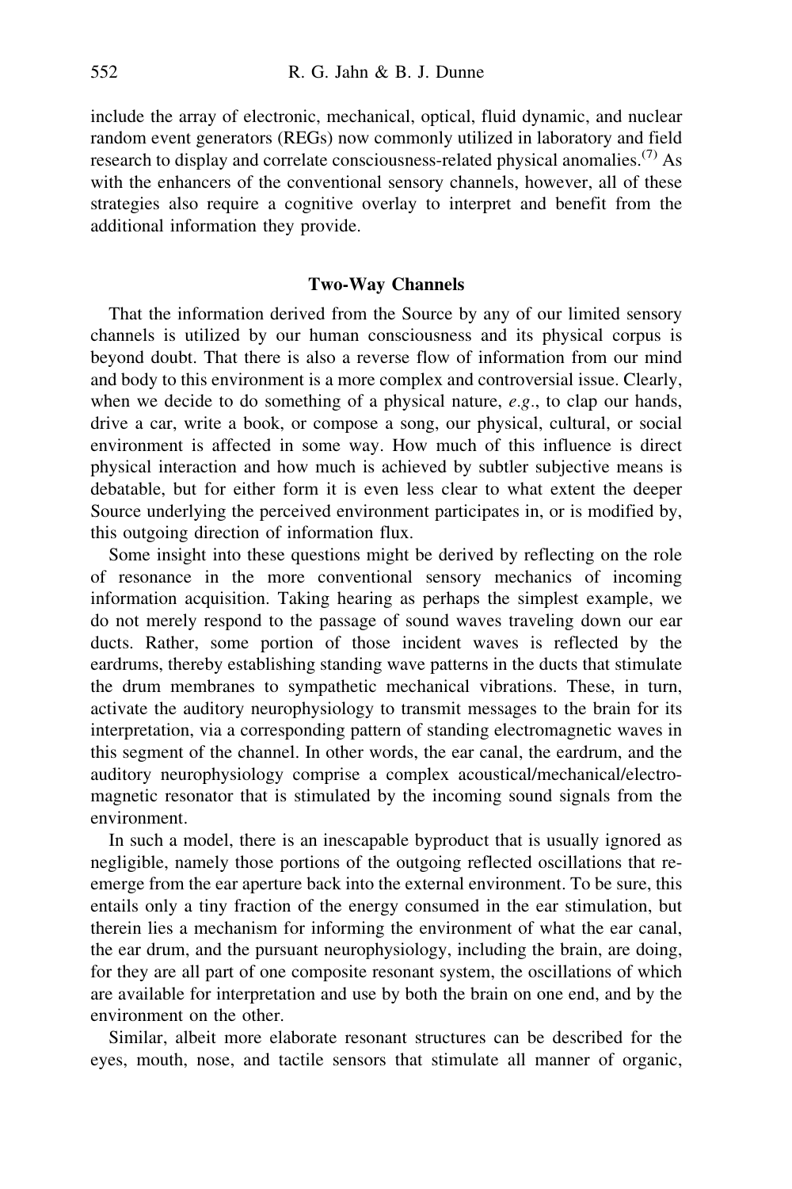include the array of electronic, mechanical, optical, fluid dynamic, and nuclear random event generators (REGs) now commonly utilized in laboratory and field research to display and correlate consciousness-related physical anomalies.[7] As with the enhancers of the conventional sensory channels, however, all of these strategies also require a cognitive overlay to interpret and benefit from the additional information they provide.

## Two-Way Channels

That the information derived from the Source by any of our limited sensory channels is utilized by our human consciousness and its physical corpus is beyond doubt. That there is also a reverse flow of information from our mind and body to this environment is a more complex and controversial issue. Clearly, when we decide to do something of a physical nature, *e.g.*, to clap our hands, drive a car, write a book, or compose a song, our physical, cultural, or social environment is affected in some way. How much of this influence is direct physical interaction and how much is achieved by subtler subjective means is debatable, but for either form it is even less clear to what extent the deeper Source underlying the perceived environment participates in, or is modified by, this outgoing direction of information flux.

Some insight into these questions might be derived by reflecting on the role of resonance in the more conventional sensory mechanics of incoming information acquisition. Taking hearing as perhaps the simplest example, we do not merely respond to the passage of sound waves traveling down our ear ducts. Rather, some portion of those incident waves is reflected by the eardrums, thereby establishing standing wave patterns in the ducts that stimulate the drum membranes to sympathetic mechanical vibrations. These, in turn, activate the auditory neurophysiology to transmit messages to the brain for its interpretation, via a corresponding pattern of standing electromagnetic waves in this segment of the channel. In other words, the ear canal, the eardrum, and the auditory neurophysiology comprise a complex acoustical/mechanical/electromagnetic resonator that is stimulated by the incoming sound signals from the environment.

In such a model, there is an inescapable byproduct that is usually ignored as negligible, namely those portions of the outgoing reflected oscillations that re-emerge from the ear aperture back into the external environment. To be sure, this entails only a tiny fraction of the energy consumed in the ear stimulation, but therein lies a mechanism for informing the environment of what the ear canal, the ear drum, and the pursuant neurophysiology, including the brain, are doing, for they are all part of one composite resonant system, the oscillations of which are available for interpretation and use by both the brain on one end, and by the environment on the other.

Similar, albeit more elaborate resonant structures can be described for the eyes, mouth, nose, and tactile sensors that stimulate all manner of organic,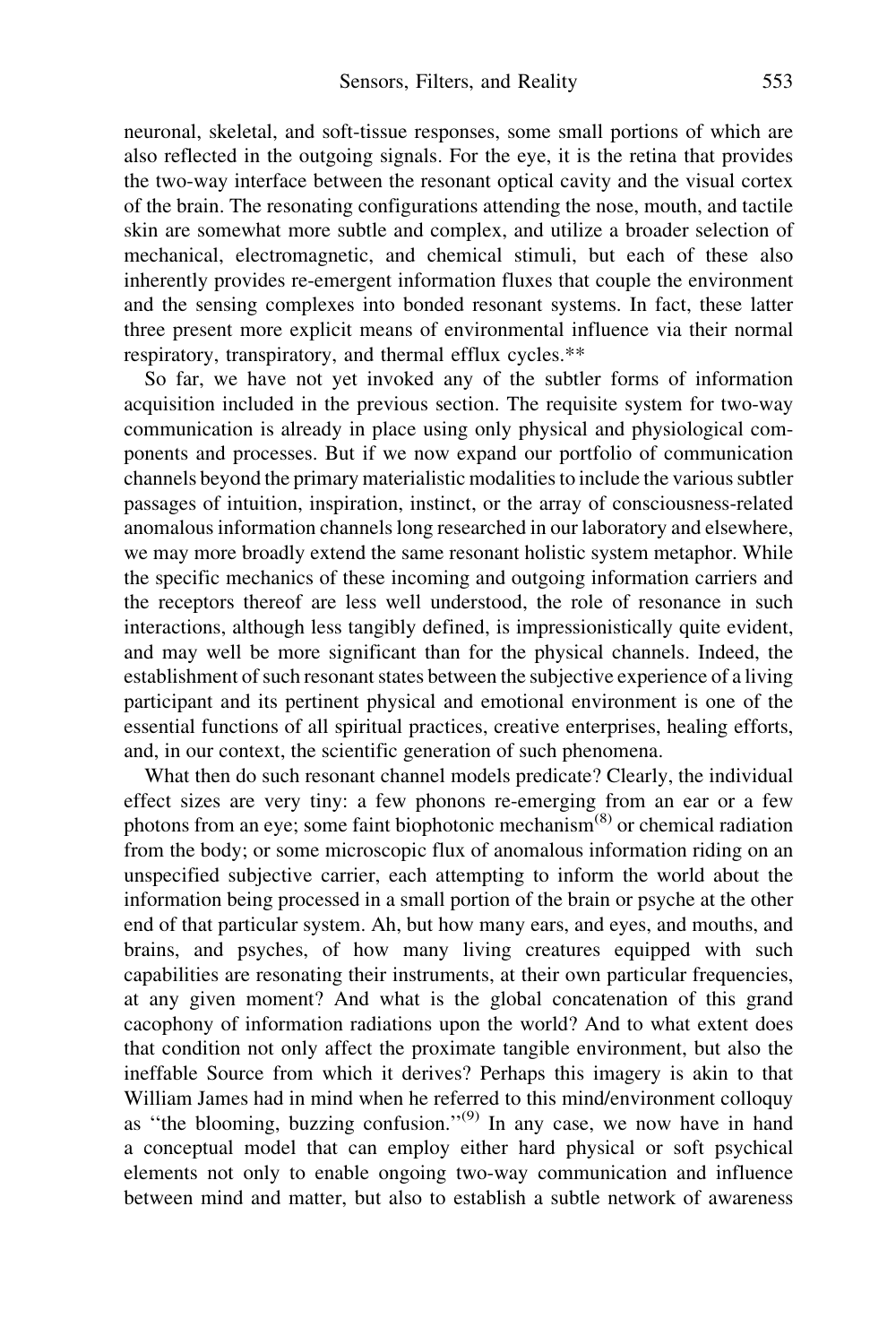neuronal, skeletal, and soft-tissue responses, some small portions of which are also reflected in the outgoing signals. For the eye, it is the retina that provides the two-way interface between the resonant optical cavity and the visual cortex of the brain. The resonating configurations attending the nose, mouth, and tactile skin are somewhat more subtle and complex, and utilize a broader selection of mechanical, electromagnetic, and chemical stimuli, but each of these also inherently provides re-emergent information fluxes that couple the environment and the sensing complexes into bonded resonant systems. In fact, these latter three present more explicit means of environmental influence via their normal respiratory, transpiratory, and thermal efflux cycles.**

So far, we have not yet invoked any of the subtler forms of information acquisition included in the previous section. The requisite system for two-way communication is already in place using only physical and physiological components and processes. But if we now expand our portfolio of communication channels beyond the primary materialistic modalities to include the various subtler passages of intuition, inspiration, instinct, or the array of consciousness-related anomalous information channels long researched in our laboratory and elsewhere, we may more broadly extend the same resonant holistic system metaphor. While the specific mechanics of these incoming and outgoing information carriers and the receptors thereof are less well understood, the role of resonance in such interactions, although less tangibly defined, is impressionistically quite evident, and may well be more significant than for the physical channels. Indeed, the establishment of such resonant states between the subjective experience of a living participant and its pertinent physical and emotional environment is one of the essential functions of all spiritual practices, creative enterprises, healing efforts, and, in our context, the scientific generation of such phenomena.

What then do such resonant channel models predicate? Clearly, the individual effect sizes are very tiny: a few phonons re-emerging from an ear or a few photons from an eye; some faint biophotonic mechanism[8] or chemical radiation from the body; or some microscopic flux of anomalous information riding on an unspecified subjective carrier, each attempting to inform the world about the information being processed in a small portion of the brain or psyche at the other end of that particular system. Ah, but how many ears, and eyes, and mouths, and brains, and psyches, of how many living creatures equipped with such capabilities are resonating their instruments, at their own particular frequencies, at any given moment? And what is the global concatenation of this grand cacophony of information radiations upon the world? And to what extent does that condition not only affect the proximate tangible environment, but also the ineffable Source from which it derives? Perhaps this imagery is akin to that William James had in mind when he referred to this mind/environment colloquy as "the blooming, buzzing confusion."[9] In any case, we now have in hand a conceptual model that can employ either hard physical or soft psychical elements not only to enable ongoing two-way communication and influence between mind and matter, but also to establish a subtle network of awareness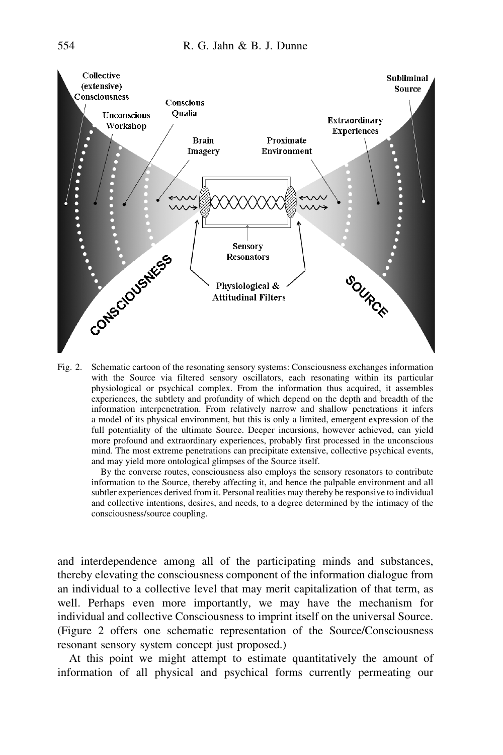Fig. 2. Schematic cartoon of the resonating sensory systems: Consciousness exchanges information with the Source via filtered sensory oscillators, each resonating within its particular physiological or psychical complex. From the information thus acquired, it assembles experiences, the subtlety and profundity of which depend on the depth and breadth of the information interpenetration. From relatively narrow and shallow penetrations it infers a model of its physical environment, but this is only a limited, emergent expression of the full potentiality of the ultimate Source. Deeper incursions, however achieved, can yield more profound and extraordinary experiences, probably first processed in the unconscious mind. The most extreme penetrations can precipitate extensive, collective psychical events, and may yield more ontological glimpses of the Source itself.

By the converse routes, consciousness also employs the sensory resonators to contribute information to the Source, thereby affecting it, and hence the palpable environment and all subtler experiences derived from it. Personal realities may thereby be responsive to individual and collective intentions, desires, and needs, to a degree determined by the intimacy of the consciousness/source coupling.

and interdependence among all of the participating minds and substances, thereby elevating the consciousness component of the information dialogue from an individual to a collective level that may merit capitalization of that term, as well. Perhaps even more importantly, we may have the mechanism for individual and collective Consciousness to imprint itself on the universal Source. (Figure 2 offers one schematic representation of the Source/Consciousness resonant sensory system concept just proposed.)

At this point we might attempt to estimate quantitatively the amount of information of all physical and psychical forms currently permeating our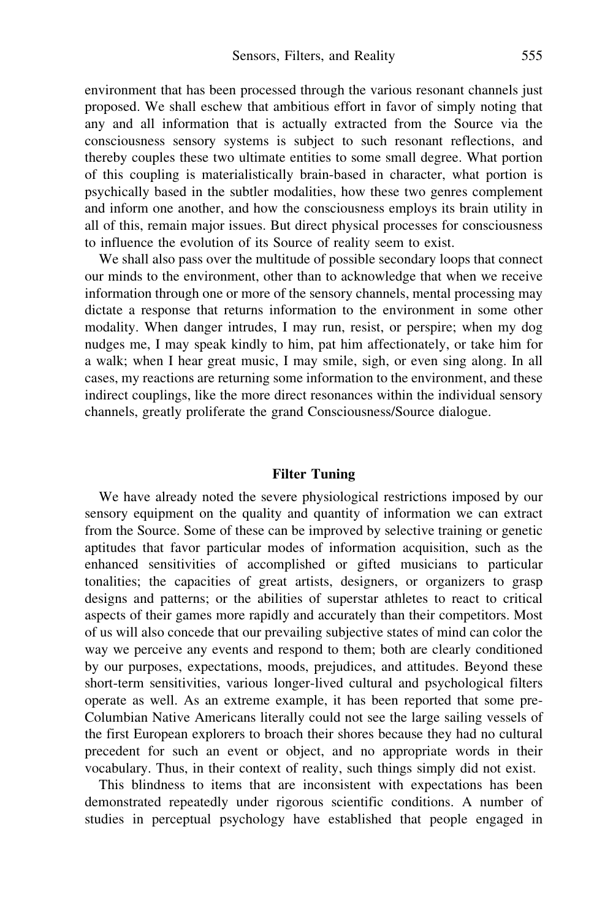environment that has been processed through the various resonant channels just proposed. We shall eschew that ambitious effort in favor of simply noting that any and all information that is actually extracted from the Source via the consciousness sensory systems is subject to such resonant reflections, and thereby couples these two ultimate entities to some small degree. What portion of this coupling is materialistically brain-based in character, what portion is psychically based in the subtler modalities, how these two genres complement and inform one another, and how the consciousness employs its brain utility in all of this, remain major issues. But direct physical processes for consciousness to influence the evolution of its Source of reality seem to exist.

We shall also pass over the multitude of possible secondary loops that connect our minds to the environment, other than to acknowledge that when we receive information through one or more of the sensory channels, mental processing may dictate a response that returns information to the environment in some other modality. When danger intrudes, I may run, resist, or perspire; when my dog nudges me, I may speak kindly to him, pat him affectionately, or take him for a walk; when I hear great music, I may smile, sigh, or even sing along. In all cases, my reactions are returning some information to the environment, and these indirect couplings, like the more direct resonances within the individual sensory channels, greatly proliferate the grand Consciousness/Source dialogue.

## Filter Tuning

We have already noted the severe physiological restrictions imposed by our sensory equipment on the quality and quantity of information we can extract from the Source. Some of these can be improved by selective training or genetic aptitudes that favor particular modes of information acquisition, such as the enhanced sensitivities of accomplished or gifted musicians to particular tonalities; the capacities of great artists, designers, or organizers to grasp designs and patterns; or the abilities of superstar athletes to react to critical aspects of their games more rapidly and accurately than their competitors. Most of us will also concede that our prevailing subjective states of mind can color the way we perceive any events and respond to them; both are clearly conditioned by our purposes, expectations, moods, prejudices, and attitudes. Beyond these short-term sensitivities, various longer-lived cultural and psychological filters operate as well. As an extreme example, it has been reported that some pre-Columbian Native Americans literally could not see the large sailing vessels of the first European explorers to broach their shores because they had no cultural precedent for such an event or object, and no appropriate words in their vocabulary. Thus, in their context of reality, such things simply did not exist.

This blindness to items that are inconsistent with expectations has been demonstrated repeatedly under rigorous scientific conditions. A number of studies in perceptual psychology have established that people engaged in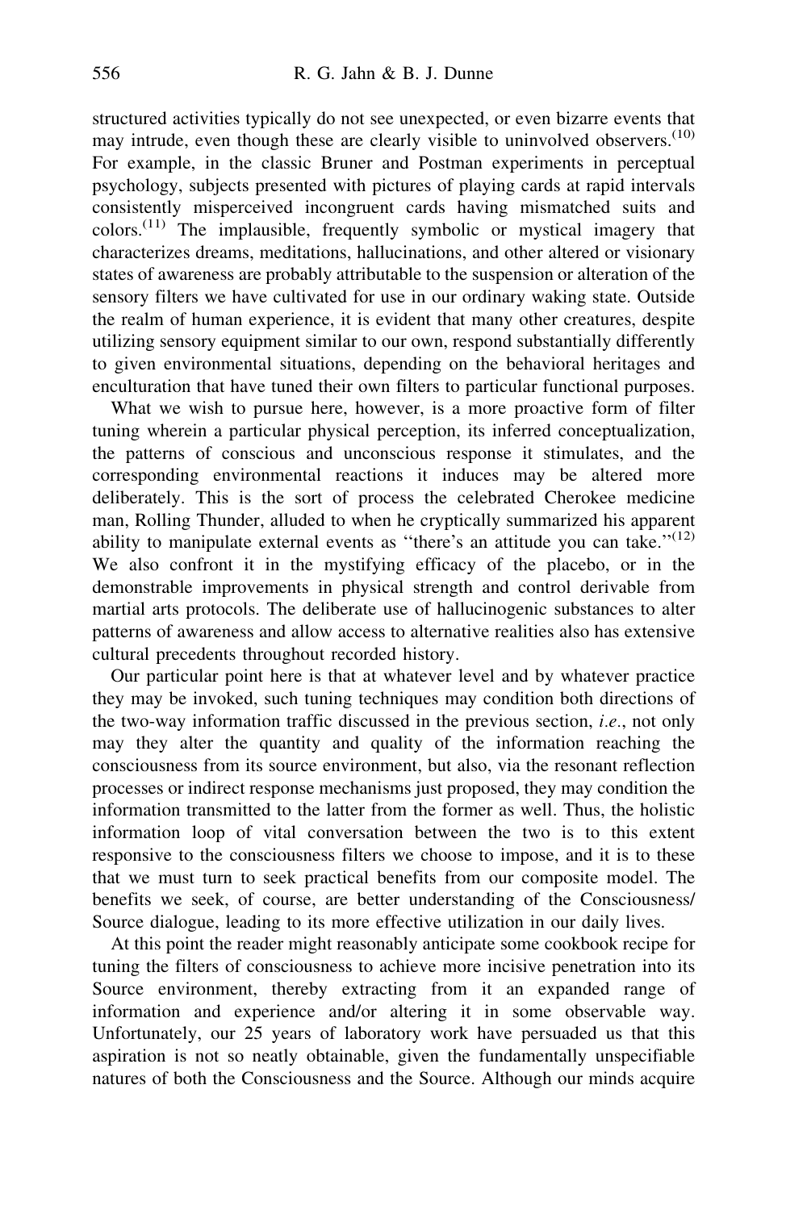structured activities typically do not see unexpected, or even bizarre events that may intrude, even though these are clearly visible to uninvolved observers.[10] For example, in the classic Bruner and Postman experiments in perceptual psychology, subjects presented with pictures of playing cards at rapid intervals consistently misperceived incongruent cards having mismatched suits and colors.[11] The implausible, frequently symbolic or mystical imagery that characterizes dreams, meditations, hallucinations, and other altered or visionary states of awareness are probably attributable to the suspension or alteration of the sensory filters we have cultivated for use in our ordinary waking state. Outside the realm of human experience, it is evident that many other creatures, despite utilizing sensory equipment similar to our own, respond substantially differently to given environmental situations, depending on the behavioral heritages and enculturation that have tuned their own filters to particular functional purposes.

What we wish to pursue here, however, is a more proactive form of filter tuning wherein a particular physical perception, its inferred conceptualization, the patterns of conscious and unconscious response it stimulates, and the corresponding environmental reactions it induces may be altered more deliberately. This is the sort of process the celebrated Cherokee medicine man, Rolling Thunder, alluded to when he cryptically summarized his apparent ability to manipulate external events as "there's an attitude you can take."[12] We also confront it in the mystifying efficacy of the placebo, or in the demonstrable improvements in physical strength and control derivable from martial arts protocols. The deliberate use of hallucinogenic substances to alter patterns of awareness and allow access to alternative realities also has extensive cultural precedents throughout recorded history.

Our particular point here is that at whatever level and by whatever practice they may be invoked, such tuning techniques may condition both directions of the two-way information traffic discussed in the previous section, *i.e.*, not only may they alter the quantity and quality of the information reaching the consciousness from its source environment, but also, via the resonant reflection processes or indirect response mechanisms just proposed, they may condition the information transmitted to the latter from the former as well. Thus, the holistic information loop of vital conversation between the two is to this extent responsive to the consciousness filters we choose to impose, and it is to these that we must turn to seek practical benefits from our composite model. The benefits we seek, of course, are better understanding of the Consciousness/Source dialogue, leading to its more effective utilization in our daily lives.

At this point the reader might reasonably anticipate some cookbook recipe for tuning the filters of consciousness to achieve more incisive penetration into its Source environment, thereby extracting from it an expanded range of information and experience and/or altering it in some observable way. Unfortunately, our 25 years of laboratory work have persuaded us that this aspiration is not so neatly obtainable, given the fundamentally unspecifiable natures of both the Consciousness and the Source. Although our minds acquire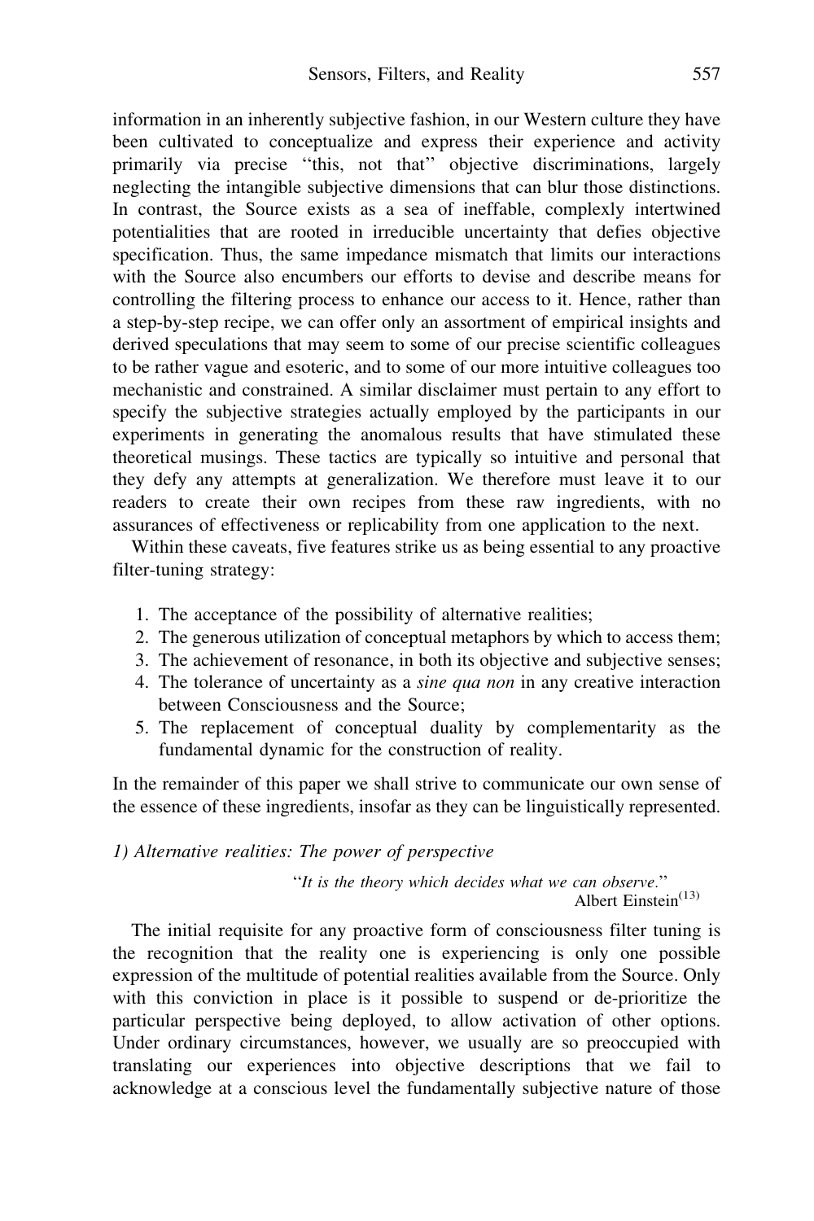information in an inherently subjective fashion, in our Western culture they have been cultivated to conceptualize and express their experience and activity primarily via precise "this, not that" objective discriminations, largely neglecting the intangible subjective dimensions that can blur those distinctions. In contrast, the Source exists as a sea of ineffable, complexly intertwined potentialities that are rooted in irreducible uncertainty that defies objective specification. Thus, the same impedance mismatch that limits our interactions with the Source also encumbers our efforts to devise and describe means for controlling the filtering process to enhance our access to it. Hence, rather than a step-by-step recipe, we can offer only an assortment of empirical insights and derived speculations that may seem to some of our precise scientific colleagues to be rather vague and esoteric, and to some of our more intuitive colleagues too mechanistic and constrained. A similar disclaimer must pertain to any effort to specify the subjective strategies actually employed by the participants in our experiments in generating the anomalous results that have stimulated these theoretical musings. These tactics are typically so intuitive and personal that they defy any attempts at generalization. We therefore must leave it to our readers to create their own recipes from these raw ingredients, with no assurances of effectiveness or replicability from one application to the next.

Within these caveats, five features strike us as being essential to any proactive filter-tuning strategy:

1. The acceptance of the possibility of alternative realities;
2. The generous utilization of conceptual metaphors by which to access them;
3. The achievement of resonance, in both its objective and subjective senses;
4. The tolerance of uncertainty as a *sine qua non* in any creative interaction between Consciousness and the Source;
5. The replacement of conceptual duality by complementarity as the fundamental dynamic for the construction of reality.

In the remainder of this paper we shall strive to communicate our own sense of the essence of these ingredients, insofar as they can be linguistically represented.

### *1) Alternative realities: The power of perspective*

> "*It is the theory which decides what we can observe.*"
> Albert Einstein[13]

The initial requisite for any proactive form of consciousness filter tuning is the recognition that the reality one is experiencing is only one possible expression of the multitude of potential realities available from the Source. Only with this conviction in place is it possible to suspend or de-prioritize the particular perspective being deployed, to allow activation of other options. Under ordinary circumstances, however, we usually are so preoccupied with translating our experiences into objective descriptions that we fail to acknowledge at a conscious level the fundamentally subjective nature of those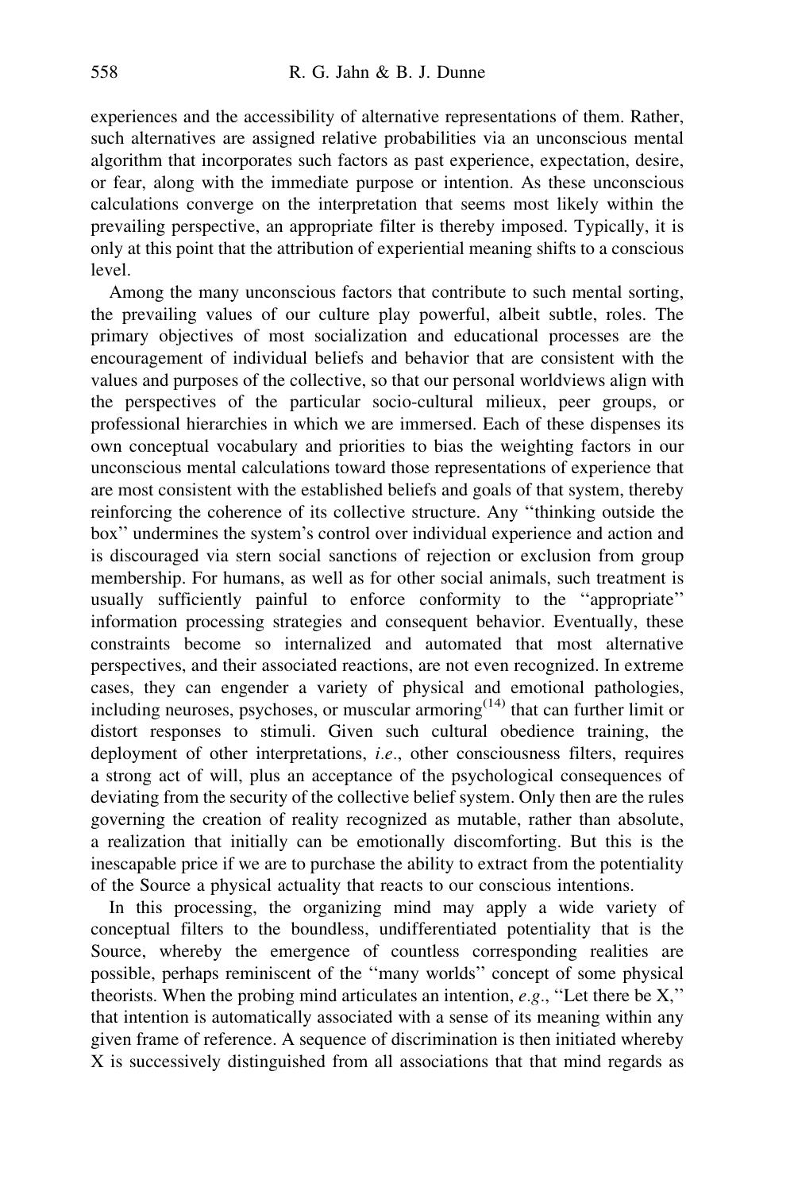experiences and the accessibility of alternative representations of them. Rather, such alternatives are assigned relative probabilities via an unconscious mental algorithm that incorporates such factors as past experience, expectation, desire, or fear, along with the immediate purpose or intention. As these unconscious calculations converge on the interpretation that seems most likely within the prevailing perspective, an appropriate filter is thereby imposed. Typically, it is only at this point that the attribution of experiential meaning shifts to a conscious level.

Among the many unconscious factors that contribute to such mental sorting, the prevailing values of our culture play powerful, albeit subtle, roles. The primary objectives of most socialization and educational processes are the encouragement of individual beliefs and behavior that are consistent with the values and purposes of the collective, so that our personal worldviews align with the perspectives of the particular socio-cultural milieux, peer groups, or professional hierarchies in which we are immersed. Each of these dispenses its own conceptual vocabulary and priorities to bias the weighting factors in our unconscious mental calculations toward those representations of experience that are most consistent with the established beliefs and goals of that system, thereby reinforcing the coherence of its collective structure. Any ''thinking outside the box'' undermines the system's control over individual experience and action and is discouraged via stern social sanctions of rejection or exclusion from group membership. For humans, as well as for other social animals, such treatment is usually sufficiently painful to enforce conformity to the ''appropriate'' information processing strategies and consequent behavior. Eventually, these constraints become so internalized and automated that most alternative perspectives, and their associated reactions, are not even recognized. In extreme cases, they can engender a variety of physical and emotional pathologies, including neuroses, psychoses, or muscular armoring[14] that can further limit or distort responses to stimuli. Given such cultural obedience training, the deployment of other interpretations, *i.e.*, other consciousness filters, requires a strong act of will, plus an acceptance of the psychological consequences of deviating from the security of the collective belief system. Only then are the rules governing the creation of reality recognized as mutable, rather than absolute, a realization that initially can be emotionally discomforting. But this is the inescapable price if we are to purchase the ability to extract from the potentiality of the Source a physical actuality that reacts to our conscious intentions.

In this processing, the organizing mind may apply a wide variety of conceptual filters to the boundless, undifferentiated potentiality that is the Source, whereby the emergence of countless corresponding realities are possible, perhaps reminiscent of the ''many worlds'' concept of some physical theorists. When the probing mind articulates an intention, *e.g.*, ''Let there be X,'' that intention is automatically associated with a sense of its meaning within any given frame of reference. A sequence of discrimination is then initiated whereby X is successively distinguished from all associations that that mind regards as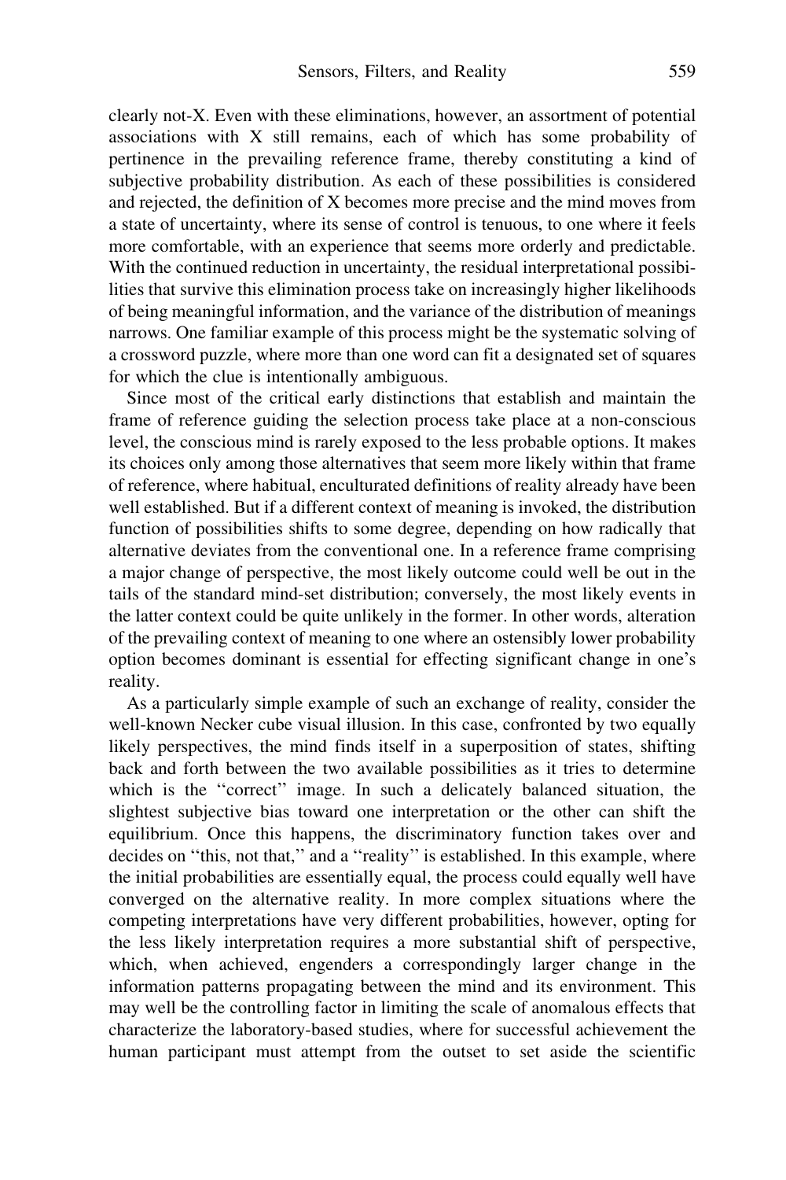clearly not-X. Even with these eliminations, however, an assortment of potential associations with X still remains, each of which has some probability of pertinence in the prevailing reference frame, thereby constituting a kind of subjective probability distribution. As each of these possibilities is considered and rejected, the definition of X becomes more precise and the mind moves from a state of uncertainty, where its sense of control is tenuous, to one where it feels more comfortable, with an experience that seems more orderly and predictable. With the continued reduction in uncertainty, the residual interpretational possibilities that survive this elimination process take on increasingly higher likelihoods of being meaningful information, and the variance of the distribution of meanings narrows. One familiar example of this process might be the systematic solving of a crossword puzzle, where more than one word can fit a designated set of squares for which the clue is intentionally ambiguous.

Since most of the critical early distinctions that establish and maintain the frame of reference guiding the selection process take place at a non-conscious level, the conscious mind is rarely exposed to the less probable options. It makes its choices only among those alternatives that seem more likely within that frame of reference, where habitual, enculturated definitions of reality already have been well established. But if a different context of meaning is invoked, the distribution function of possibilities shifts to some degree, depending on how radically that alternative deviates from the conventional one. In a reference frame comprising a major change of perspective, the most likely outcome could well be out in the tails of the standard mind-set distribution; conversely, the most likely events in the latter context could be quite unlikely in the former. In other words, alteration of the prevailing context of meaning to one where an ostensibly lower probability option becomes dominant is essential for effecting significant change in one's reality.

As a particularly simple example of such an exchange of reality, consider the well-known Necker cube visual illusion. In this case, confronted by two equally likely perspectives, the mind finds itself in a superposition of states, shifting back and forth between the two available possibilities as it tries to determine which is the ''correct'' image. In such a delicately balanced situation, the slightest subjective bias toward one interpretation or the other can shift the equilibrium. Once this happens, the discriminatory function takes over and decides on ''this, not that,'' and a ''reality'' is established. In this example, where the initial probabilities are essentially equal, the process could equally well have converged on the alternative reality. In more complex situations where the competing interpretations have very different probabilities, however, opting for the less likely interpretation requires a more substantial shift of perspective, which, when achieved, engenders a correspondingly larger change in the information patterns propagating between the mind and its environment. This may well be the controlling factor in limiting the scale of anomalous effects that characterize the laboratory-based studies, where for successful achievement the human participant must attempt from the outset to set aside the scientific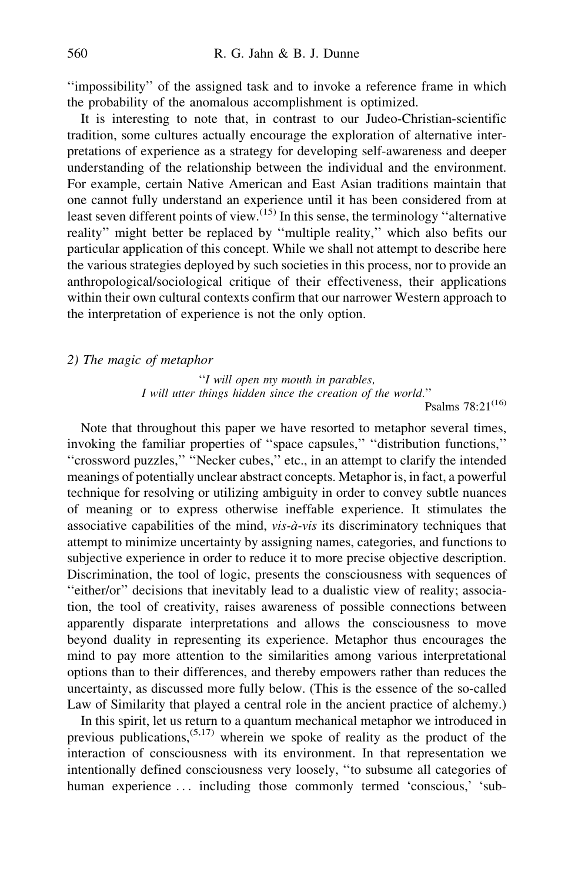''impossibility'' of the assigned task and to invoke a reference frame in which the probability of the anomalous accomplishment is optimized.

It is interesting to note that, in contrast to our Judeo-Christian-scientific tradition, some cultures actually encourage the exploration of alternative interpretations of experience as a strategy for developing self-awareness and deeper understanding of the relationship between the individual and the environment. For example, certain Native American and East Asian traditions maintain that one cannot fully understand an experience until it has been considered from at least seven different points of view.[15] In this sense, the terminology ''alternative reality'' might better be replaced by ''multiple reality,'' which also befits our particular application of this concept. While we shall not attempt to describe here the various strategies deployed by such societies in this process, nor to provide an anthropological/sociological critique of their effectiveness, their applications within their own cultural contexts confirm that our narrower Western approach to the interpretation of experience is not the only option.

*2) The magic of metaphor*

> ''*I will open my mouth in parables,*
> *I will utter things hidden since the creation of the world.*''
>
> Psalms 78:21[16]

Note that throughout this paper we have resorted to metaphor several times, invoking the familiar properties of ''space capsules,'' ''distribution functions,'' ''crossword puzzles,'' ''Necker cubes,'' etc., in an attempt to clarify the intended meanings of potentially unclear abstract concepts. Metaphor is, in fact, a powerful technique for resolving or utilizing ambiguity in order to convey subtle nuances of meaning or to express otherwise ineffable experience. It stimulates the associative capabilities of the mind, *vis-à-vis* its discriminatory techniques that attempt to minimize uncertainty by assigning names, categories, and functions to subjective experience in order to reduce it to more precise objective description. Discrimination, the tool of logic, presents the consciousness with sequences of ''either/or'' decisions that inevitably lead to a dualistic view of reality; association, the tool of creativity, raises awareness of possible connections between apparently disparate interpretations and allows the consciousness to move beyond duality in representing its experience. Metaphor thus encourages the mind to pay more attention to the similarities among various interpretational options than to their differences, and thereby empowers rather than reduces the uncertainty, as discussed more fully below. (This is the essence of the so-called Law of Similarity that played a central role in the ancient practice of alchemy.)

In this spirit, let us return to a quantum mechanical metaphor we introduced in previous publications,[5,17] wherein we spoke of reality as the product of the interaction of consciousness with its environment. In that representation we intentionally defined consciousness very loosely, ''to subsume all categories of human experience ... including those commonly termed 'conscious,' 'sub-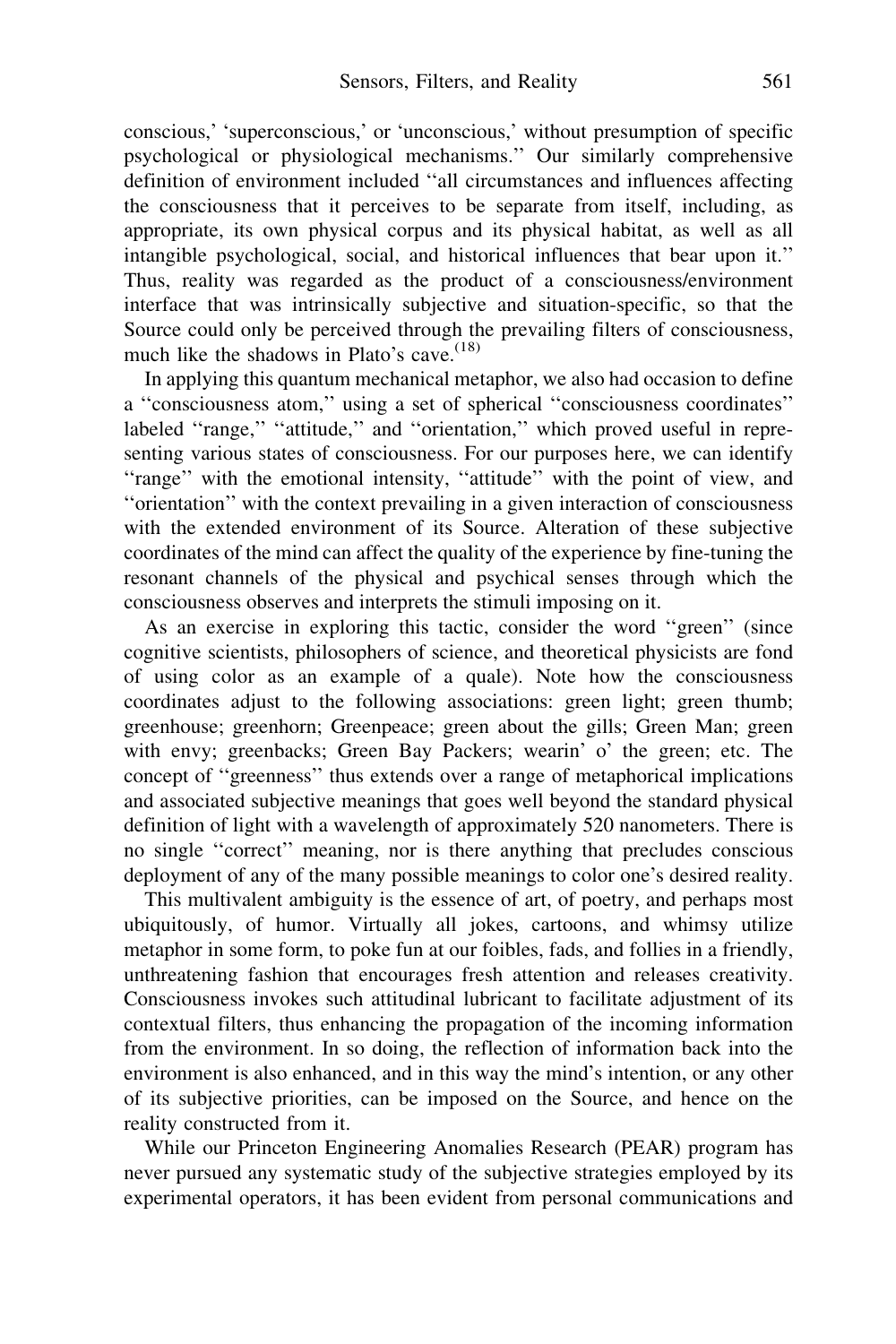conscious,' 'superconscious,' or 'unconscious,' without presumption of specific psychological or physiological mechanisms.'' Our similarly comprehensive definition of environment included ''all circumstances and influences affecting the consciousness that it perceives to be separate from itself, including, as appropriate, its own physical corpus and its physical habitat, as well as all intangible psychological, social, and historical influences that bear upon it.'' Thus, reality was regarded as the product of a consciousness/environment interface that was intrinsically subjective and situation-specific, so that the Source could only be perceived through the prevailing filters of consciousness, much like the shadows in Plato's cave.[18]

In applying this quantum mechanical metaphor, we also had occasion to define a ''consciousness atom,'' using a set of spherical ''consciousness coordinates'' labeled ''range,'' ''attitude,'' and ''orientation,'' which proved useful in representing various states of consciousness. For our purposes here, we can identify ''range'' with the emotional intensity, ''attitude'' with the point of view, and ''orientation'' with the context prevailing in a given interaction of consciousness with the extended environment of its Source. Alteration of these subjective coordinates of the mind can affect the quality of the experience by fine-tuning the resonant channels of the physical and psychical senses through which the consciousness observes and interprets the stimuli imposing on it.

As an exercise in exploring this tactic, consider the word ''green'' (since cognitive scientists, philosophers of science, and theoretical physicists are fond of using color as an example of a quale). Note how the consciousness coordinates adjust to the following associations: green light; green thumb; greenhouse; greenhorn; Greenpeace; green about the gills; Green Man; green with envy; greenbacks; Green Bay Packers; wearin' o' the green; etc. The concept of ''greenness'' thus extends over a range of metaphorical implications and associated subjective meanings that goes well beyond the standard physical definition of light with a wavelength of approximately 520 nanometers. There is no single ''correct'' meaning, nor is there anything that precludes conscious deployment of any of the many possible meanings to color one's desired reality.

This multivalent ambiguity is the essence of art, of poetry, and perhaps most ubiquitously, of humor. Virtually all jokes, cartoons, and whimsy utilize metaphor in some form, to poke fun at our foibles, fads, and follies in a friendly, unthreatening fashion that encourages fresh attention and releases creativity. Consciousness invokes such attitudinal lubricant to facilitate adjustment of its contextual filters, thus enhancing the propagation of the incoming information from the environment. In so doing, the reflection of information back into the environment is also enhanced, and in this way the mind's intention, or any other of its subjective priorities, can be imposed on the Source, and hence on the reality constructed from it.

While our Princeton Engineering Anomalies Research (PEAR) program has never pursued any systematic study of the subjective strategies employed by its experimental operators, it has been evident from personal communications and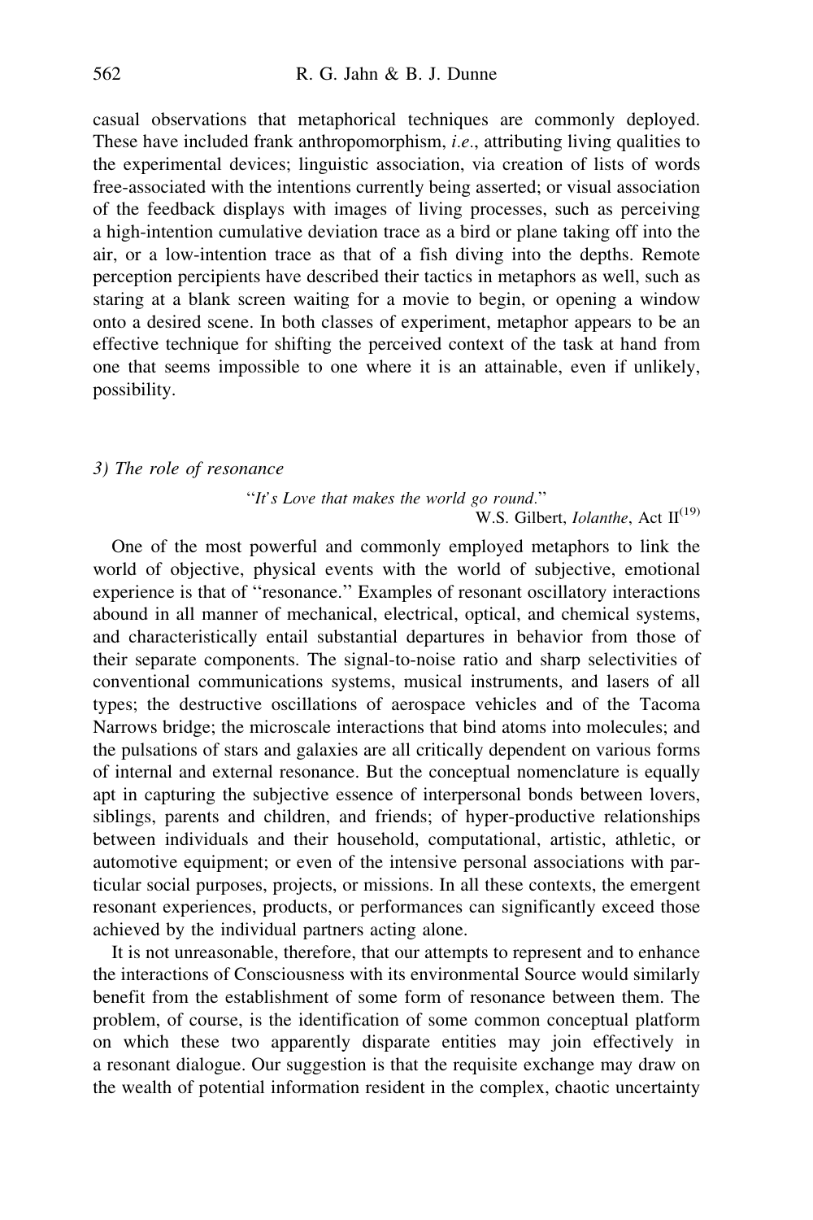casual observations that metaphorical techniques are commonly deployed. These have included frank anthropomorphism, *i.e*., attributing living qualities to the experimental devices; linguistic association, via creation of lists of words free-associated with the intentions currently being asserted; or visual association of the feedback displays with images of living processes, such as perceiving a high-intention cumulative deviation trace as a bird or plane taking off into the air, or a low-intention trace as that of a fish diving into the depths. Remote perception percipients have described their tactics in metaphors as well, such as staring at a blank screen waiting for a movie to begin, or opening a window onto a desired scene. In both classes of experiment, metaphor appears to be an effective technique for shifting the perceived context of the task at hand from one that seems impossible to one where it is an attainable, even if unlikely, possibility.

### *3) The role of resonance*

> "*It's Love that makes the world go round*."
>
> W.S. Gilbert, *Iolanthe*, Act II[19]

One of the most powerful and commonly employed metaphors to link the world of objective, physical events with the world of subjective, emotional experience is that of "resonance." Examples of resonant oscillatory interactions abound in all manner of mechanical, electrical, optical, and chemical systems, and characteristically entail substantial departures in behavior from those of their separate components. The signal-to-noise ratio and sharp selectivities of conventional communications systems, musical instruments, and lasers of all types; the destructive oscillations of aerospace vehicles and of the Tacoma Narrows bridge; the microscale interactions that bind atoms into molecules; and the pulsations of stars and galaxies are all critically dependent on various forms of internal and external resonance. But the conceptual nomenclature is equally apt in capturing the subjective essence of interpersonal bonds between lovers, siblings, parents and children, and friends; of hyper-productive relationships between individuals and their household, computational, artistic, athletic, or automotive equipment; or even of the intensive personal associations with particular social purposes, projects, or missions. In all these contexts, the emergent resonant experiences, products, or performances can significantly exceed those achieved by the individual partners acting alone.

It is not unreasonable, therefore, that our attempts to represent and to enhance the interactions of Consciousness with its environmental Source would similarly benefit from the establishment of some form of resonance between them. The problem, of course, is the identification of some common conceptual platform on which these two apparently disparate entities may join effectively in a resonant dialogue. Our suggestion is that the requisite exchange may draw on the wealth of potential information resident in the complex, chaotic uncertainty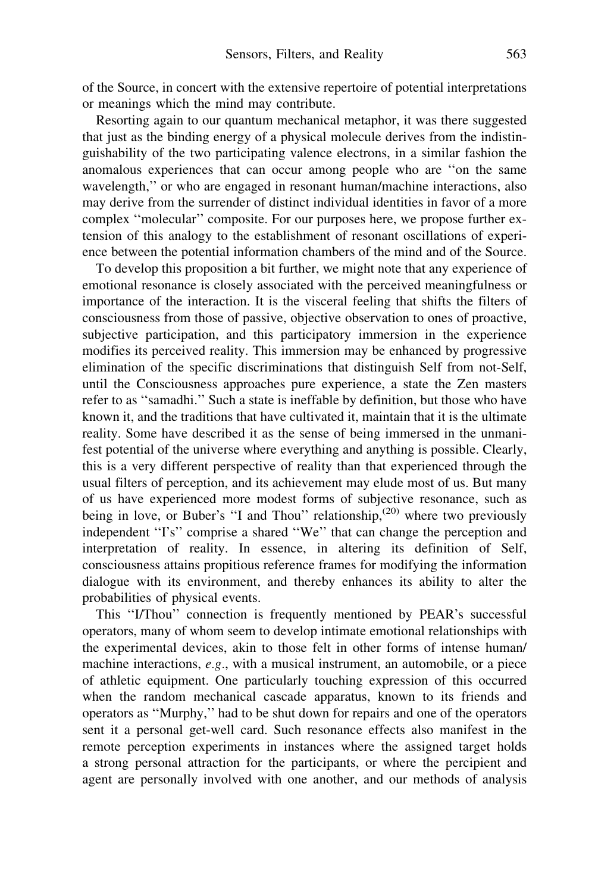of the Source, in concert with the extensive repertoire of potential interpretations or meanings which the mind may contribute.

Resorting again to our quantum mechanical metaphor, it was there suggested that just as the binding energy of a physical molecule derives from the indistinguishability of the two participating valence electrons, in a similar fashion the anomalous experiences that can occur among people who are ''on the same wavelength,'' or who are engaged in resonant human/machine interactions, also may derive from the surrender of distinct individual identities in favor of a more complex ''molecular'' composite. For our purposes here, we propose further extension of this analogy to the establishment of resonant oscillations of experience between the potential information chambers of the mind and of the Source.

To develop this proposition a bit further, we might note that any experience of emotional resonance is closely associated with the perceived meaningfulness or importance of the interaction. It is the visceral feeling that shifts the filters of consciousness from those of passive, objective observation to ones of proactive, subjective participation, and this participatory immersion in the experience modifies its perceived reality. This immersion may be enhanced by progressive elimination of the specific discriminations that distinguish Self from not-Self, until the Consciousness approaches pure experience, a state the Zen masters refer to as ''samadhi.'' Such a state is ineffable by definition, but those who have known it, and the traditions that have cultivated it, maintain that it is the ultimate reality. Some have described it as the sense of being immersed in the unmanifest potential of the universe where everything and anything is possible. Clearly, this is a very different perspective of reality than that experienced through the usual filters of perception, and its achievement may elude most of us. But many of us have experienced more modest forms of subjective resonance, such as being in love, or Buber's ''I and Thou'' relationship,[20] where two previously independent ''I's'' comprise a shared ''We'' that can change the perception and interpretation of reality. In essence, in altering its definition of Self, consciousness attains propitious reference frames for modifying the information dialogue with its environment, and thereby enhances its ability to alter the probabilities of physical events.

This ''I/Thou'' connection is frequently mentioned by PEAR's successful operators, many of whom seem to develop intimate emotional relationships with the experimental devices, akin to those felt in other forms of intense human/machine interactions, *e.g.*, with a musical instrument, an automobile, or a piece of athletic equipment. One particularly touching expression of this occurred when the random mechanical cascade apparatus, known to its friends and operators as ''Murphy,'' had to be shut down for repairs and one of the operators sent it a personal get-well card. Such resonance effects also manifest in the remote perception experiments in instances where the assigned target holds a strong personal attraction for the participants, or where the percipient and agent are personally involved with one another, and our methods of analysis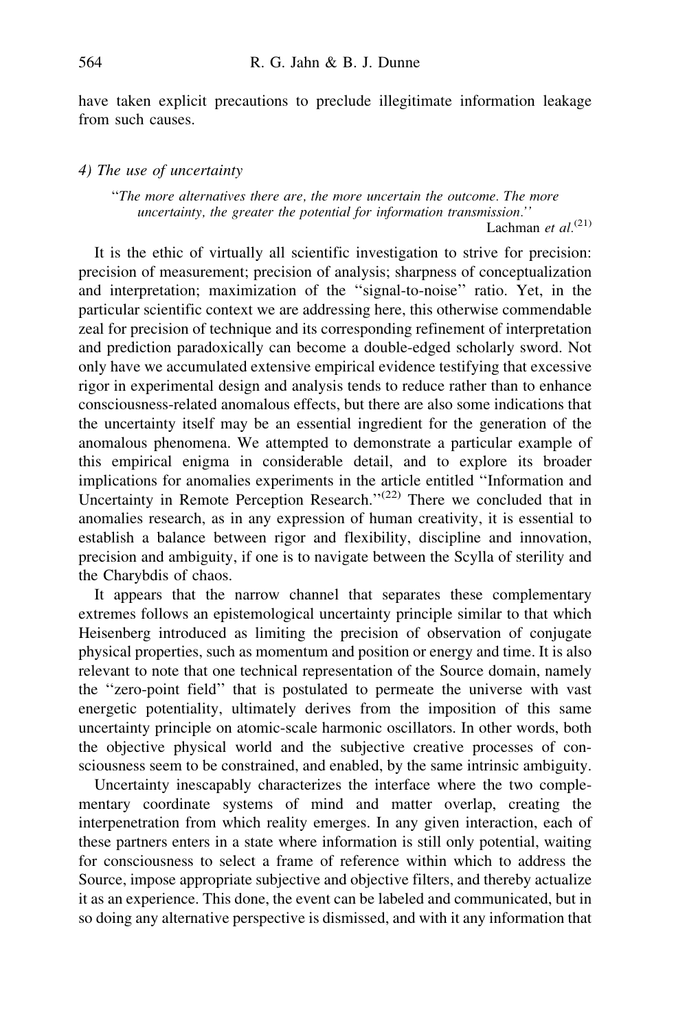have taken explicit precautions to preclude illegitimate information leakage from such causes.

#### *4) The use of uncertainty*

> *"The more alternatives there are, the more uncertain the outcome. The more uncertainty, the greater the potential for information transmission."*
>
> Lachman *et al*.[21]

It is the ethic of virtually all scientific investigation to strive for precision: precision of measurement; precision of analysis; sharpness of conceptualization and interpretation; maximization of the "signal-to-noise" ratio. Yet, in the particular scientific context we are addressing here, this otherwise commendable zeal for precision of technique and its corresponding refinement of interpretation and prediction paradoxically can become a double-edged scholarly sword. Not only have we accumulated extensive empirical evidence testifying that excessive rigor in experimental design and analysis tends to reduce rather than to enhance consciousness-related anomalous effects, but there are also some indications that the uncertainty itself may be an essential ingredient for the generation of the anomalous phenomena. We attempted to demonstrate a particular example of this empirical enigma in considerable detail, and to explore its broader implications for anomalies experiments in the article entitled "Information and Uncertainty in Remote Perception Research."[22] There we concluded that in anomalies research, as in any expression of human creativity, it is essential to establish a balance between rigor and flexibility, discipline and innovation, precision and ambiguity, if one is to navigate between the Scylla of sterility and the Charybdis of chaos.

It appears that the narrow channel that separates these complementary extremes follows an epistemological uncertainty principle similar to that which Heisenberg introduced as limiting the precision of observation of conjugate physical properties, such as momentum and position or energy and time. It is also relevant to note that one technical representation of the Source domain, namely the "zero-point field" that is postulated to permeate the universe with vast energetic potentiality, ultimately derives from the imposition of this same uncertainty principle on atomic-scale harmonic oscillators. In other words, both the objective physical world and the subjective creative processes of consciousness seem to be constrained, and enabled, by the same intrinsic ambiguity.

Uncertainty inescapably characterizes the interface where the two complementary coordinate systems of mind and matter overlap, creating the interpenetration from which reality emerges. In any given interaction, each of these partners enters in a state where information is still only potential, waiting for consciousness to select a frame of reference within which to address the Source, impose appropriate subjective and objective filters, and thereby actualize it as an experience. This done, the event can be labeled and communicated, but in so doing any alternative perspective is dismissed, and with it any information that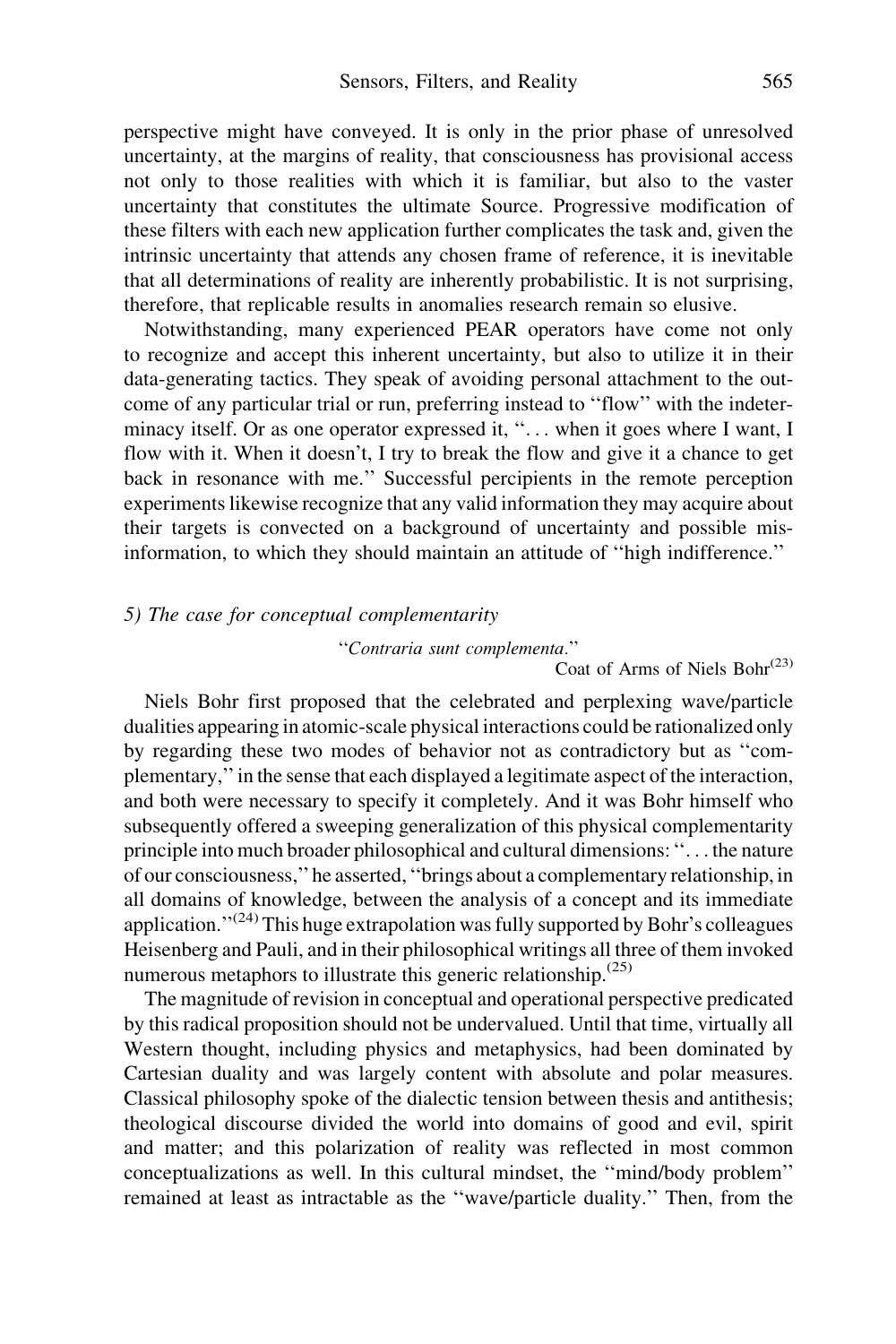perspective might have conveyed. It is only in the prior phase of unresolved uncertainty, at the margins of reality, that consciousness has provisional access not only to those realities with which it is familiar, but also to the vaster uncertainty that constitutes the ultimate Source. Progressive modification of these filters with each new application further complicates the task and, given the intrinsic uncertainty that attends any chosen frame of reference, it is inevitable that all determinations of reality are inherently probabilistic. It is not surprising, therefore, that replicable results in anomalies research remain so elusive.

Notwithstanding, many experienced PEAR operators have come not only to recognize and accept this inherent uncertainty, but also to utilize it in their data-generating tactics. They speak of avoiding personal attachment to the outcome of any particular trial or run, preferring instead to ''flow'' with the indeterminacy itself. Or as one operator expressed it, ''. . . when it goes where I want, I flow with it. When it doesn't, I try to break the flow and give it a chance to get back in resonance with me.'' Successful percipients in the remote perception experiments likewise recognize that any valid information they may acquire about their targets is convected on a background of uncertainty and possible misinformation, to which they should maintain an attitude of ''high indifference.''

### *5) The case for conceptual complementarity*

> ''*Contraria sunt complementa*.''
>
> Coat of Arms of Niels Bohr[23]

Niels Bohr first proposed that the celebrated and perplexing wave/particle dualities appearing in atomic-scale physical interactions could be rationalized only by regarding these two modes of behavior not as contradictory but as ''complementary,'' in the sense that each displayed a legitimate aspect of the interaction, and both were necessary to specify it completely. And it was Bohr himself who subsequently offered a sweeping generalization of this physical complementarity principle into much broader philosophical and cultural dimensions: ''. . . the nature of our consciousness,'' he asserted, ''brings about a complementary relationship, in all domains of knowledge, between the analysis of a concept and its immediate application.''[24] This huge extrapolation was fully supported by Bohr's colleagues Heisenberg and Pauli, and in their philosophical writings all three of them invoked numerous metaphors to illustrate this generic relationship.[25]

The magnitude of revision in conceptual and operational perspective predicated by this radical proposition should not be undervalued. Until that time, virtually all Western thought, including physics and metaphysics, had been dominated by Cartesian duality and was largely content with absolute and polar measures. Classical philosophy spoke of the dialectic tension between thesis and antithesis; theological discourse divided the world into domains of good and evil, spirit and matter; and this polarization of reality was reflected in most common conceptualizations as well. In this cultural mindset, the ''mind/body problem'' remained at least as intractable as the ''wave/particle duality.'' Then, from the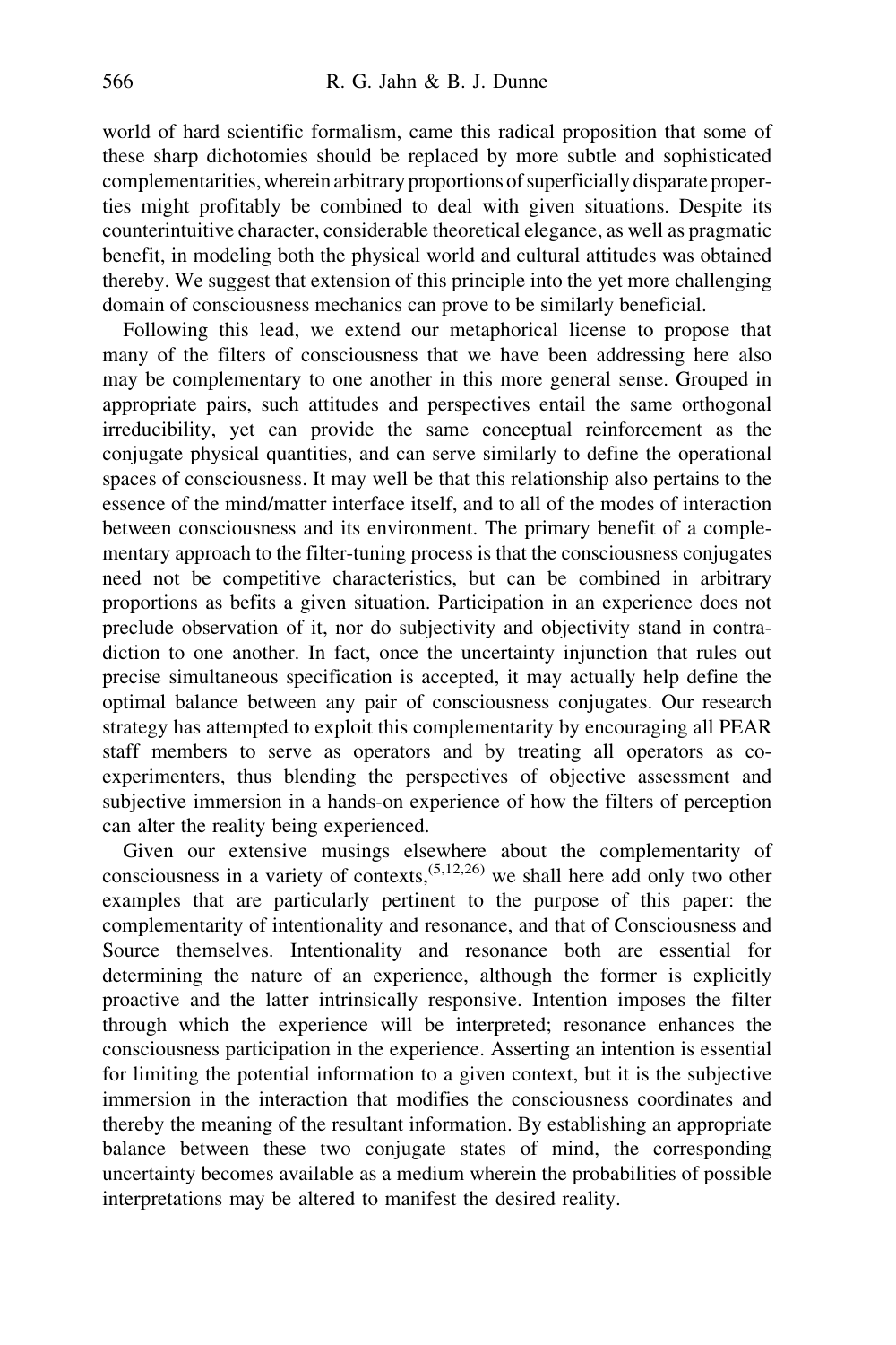world of hard scientific formalism, came this radical proposition that some of these sharp dichotomies should be replaced by more subtle and sophisticated complementarities, wherein arbitrary proportions of superficially disparate properties might profitably be combined to deal with given situations. Despite its counterintuitive character, considerable theoretical elegance, as well as pragmatic benefit, in modeling both the physical world and cultural attitudes was obtained thereby. We suggest that extension of this principle into the yet more challenging domain of consciousness mechanics can prove to be similarly beneficial.

Following this lead, we extend our metaphorical license to propose that many of the filters of consciousness that we have been addressing here also may be complementary to one another in this more general sense. Grouped in appropriate pairs, such attitudes and perspectives entail the same orthogonal irreducibility, yet can provide the same conceptual reinforcement as the conjugate physical quantities, and can serve similarly to define the operational spaces of consciousness. It may well be that this relationship also pertains to the essence of the mind/matter interface itself, and to all of the modes of interaction between consciousness and its environment. The primary benefit of a complementary approach to the filter-tuning process is that the consciousness conjugates need not be competitive characteristics, but can be combined in arbitrary proportions as befits a given situation. Participation in an experience does not preclude observation of it, nor do subjectivity and objectivity stand in contradiction to one another. In fact, once the uncertainty injunction that rules out precise simultaneous specification is accepted, it may actually help define the optimal balance between any pair of consciousness conjugates. Our research strategy has attempted to exploit this complementarity by encouraging all PEAR staff members to serve as operators and by treating all operators as co-experimenters, thus blending the perspectives of objective assessment and subjective immersion in a hands-on experience of how the filters of perception can alter the reality being experienced.

Given our extensive musings elsewhere about the complementarity of consciousness in a variety of contexts,[5,12,26] we shall here add only two other examples that are particularly pertinent to the purpose of this paper: the complementarity of intentionality and resonance, and that of Consciousness and Source themselves. Intentionality and resonance both are essential for determining the nature of an experience, although the former is explicitly proactive and the latter intrinsically responsive. Intention imposes the filter through which the experience will be interpreted; resonance enhances the consciousness participation in the experience. Asserting an intention is essential for limiting the potential information to a given context, but it is the subjective immersion in the interaction that modifies the consciousness coordinates and thereby the meaning of the resultant information. By establishing an appropriate balance between these two conjugate states of mind, the corresponding uncertainty becomes available as a medium wherein the probabilities of possible interpretations may be altered to manifest the desired reality.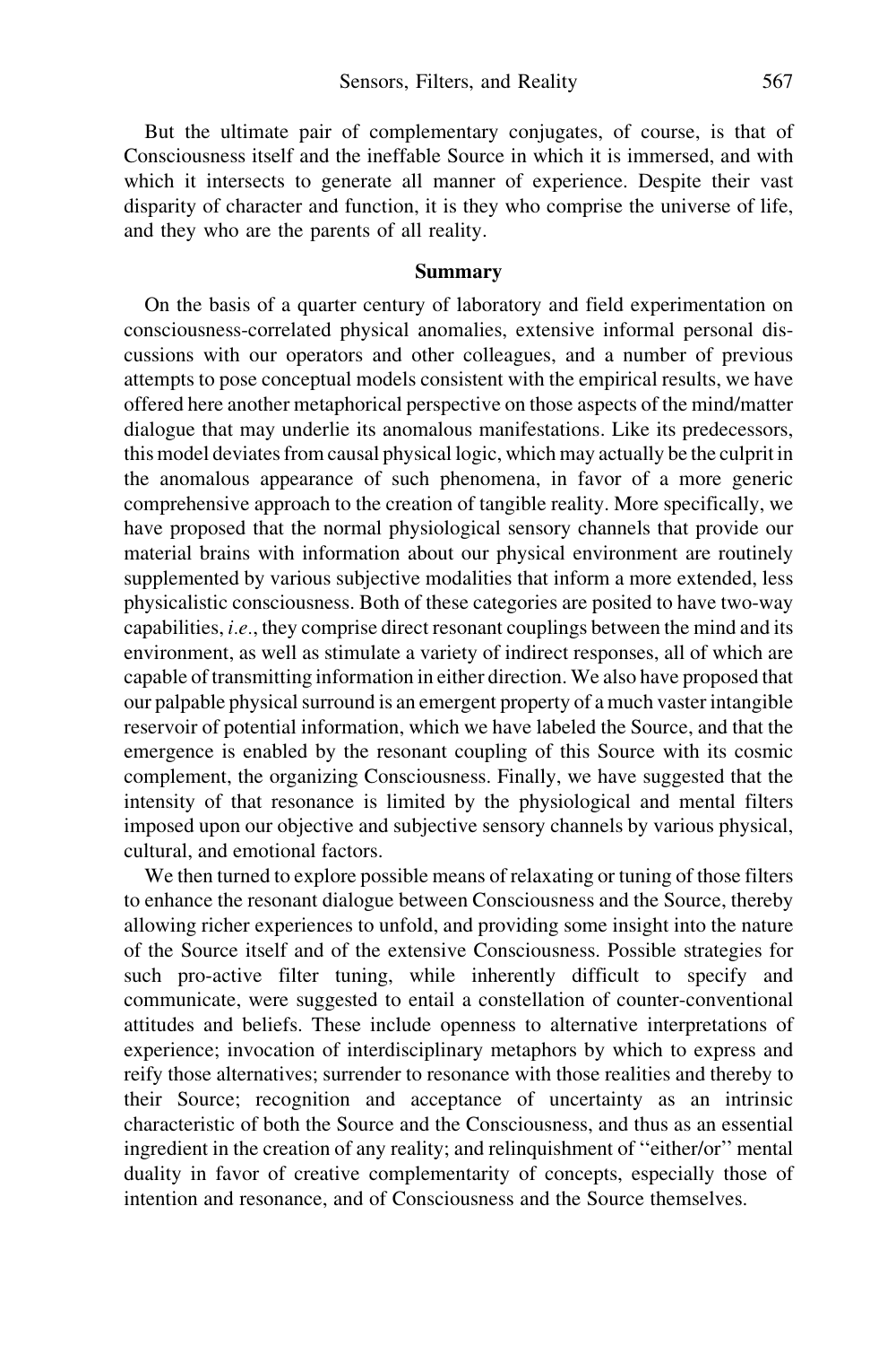But the ultimate pair of complementary conjugates, of course, is that of Consciousness itself and the ineffable Source in which it is immersed, and with which it intersects to generate all manner of experience. Despite their vast disparity of character and function, it is they who comprise the universe of life, and they who are the parents of all reality.

## Summary

On the basis of a quarter century of laboratory and field experimentation on consciousness-correlated physical anomalies, extensive informal personal discussions with our operators and other colleagues, and a number of previous attempts to pose conceptual models consistent with the empirical results, we have offered here another metaphorical perspective on those aspects of the mind/matter dialogue that may underlie its anomalous manifestations. Like its predecessors, this model deviates from causal physical logic, which may actually be the culprit in the anomalous appearance of such phenomena, in favor of a more generic comprehensive approach to the creation of tangible reality. More specifically, we have proposed that the normal physiological sensory channels that provide our material brains with information about our physical environment are routinely supplemented by various subjective modalities that inform a more extended, less physicalistic consciousness. Both of these categories are posited to have two-way capabilities, *i.e.*, they comprise direct resonant couplings between the mind and its environment, as well as stimulate a variety of indirect responses, all of which are capable of transmitting information in either direction. We also have proposed that our palpable physical surround is an emergent property of a much vaster intangible reservoir of potential information, which we have labeled the Source, and that the emergence is enabled by the resonant coupling of this Source with its cosmic complement, the organizing Consciousness. Finally, we have suggested that the intensity of that resonance is limited by the physiological and mental filters imposed upon our objective and subjective sensory channels by various physical, cultural, and emotional factors.

We then turned to explore possible means of relaxating or tuning of those filters to enhance the resonant dialogue between Consciousness and the Source, thereby allowing richer experiences to unfold, and providing some insight into the nature of the Source itself and of the extensive Consciousness. Possible strategies for such pro-active filter tuning, while inherently difficult to specify and communicate, were suggested to entail a constellation of counter-conventional attitudes and beliefs. These include openness to alternative interpretations of experience; invocation of interdisciplinary metaphors by which to express and reify those alternatives; surrender to resonance with those realities and thereby to their Source; recognition and acceptance of uncertainty as an intrinsic characteristic of both the Source and the Consciousness, and thus as an essential ingredient in the creation of any reality; and relinquishment of ''either/or'' mental duality in favor of creative complementarity of concepts, especially those of intention and resonance, and of Consciousness and the Source themselves.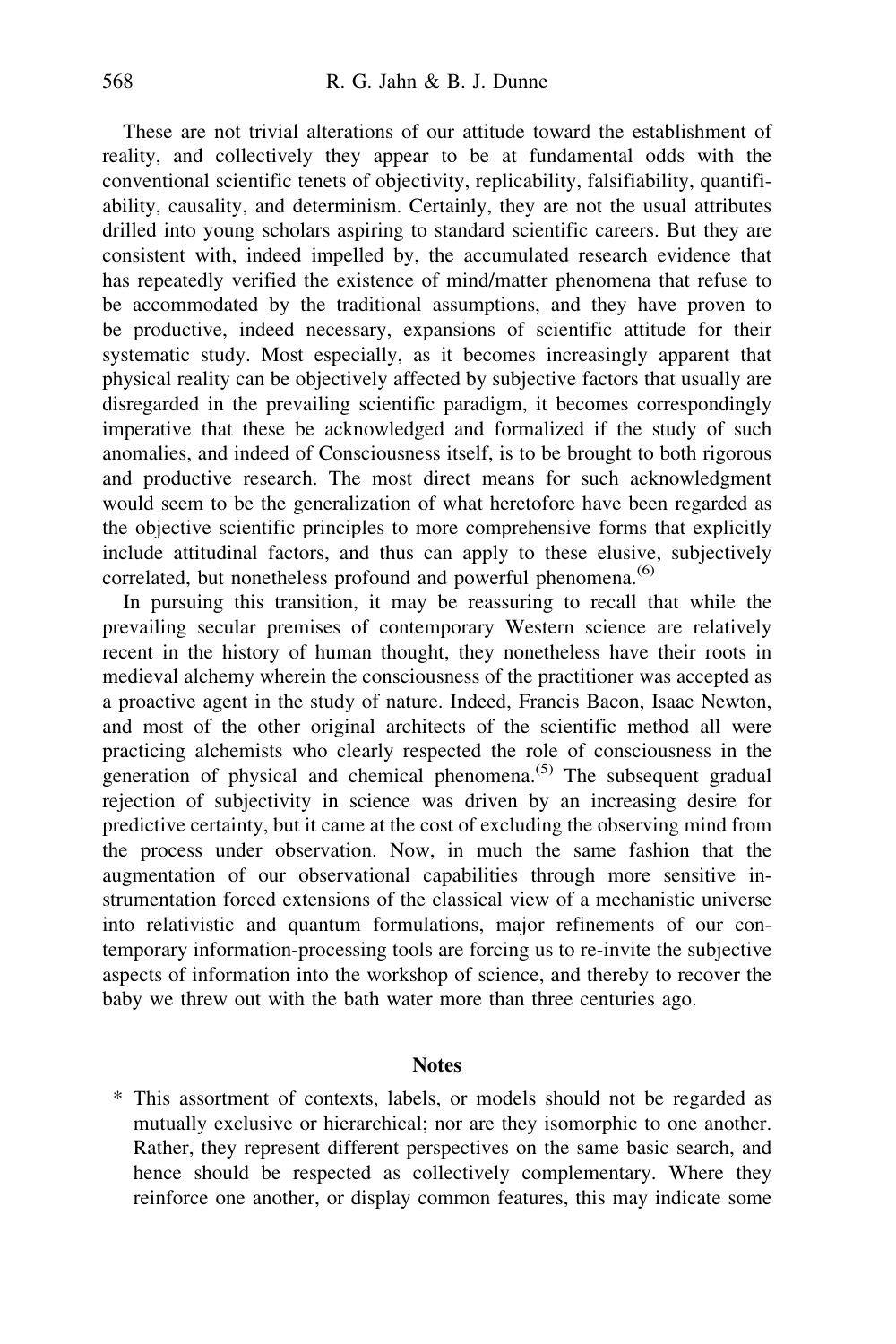These are not trivial alterations of our attitude toward the establishment of reality, and collectively they appear to be at fundamental odds with the conventional scientific tenets of objectivity, replicability, falsifiability, quantifiability, causality, and determinism. Certainly, they are not the usual attributes drilled into young scholars aspiring to standard scientific careers. But they are consistent with, indeed impelled by, the accumulated research evidence that has repeatedly verified the existence of mind/matter phenomena that refuse to be accommodated by the traditional assumptions, and they have proven to be productive, indeed necessary, expansions of scientific attitude for their systematic study. Most especially, as it becomes increasingly apparent that physical reality can be objectively affected by subjective factors that usually are disregarded in the prevailing scientific paradigm, it becomes correspondingly imperative that these be acknowledged and formalized if the study of such anomalies, and indeed of Consciousness itself, is to be brought to both rigorous and productive research. The most direct means for such acknowledgment would seem to be the generalization of what heretofore have been regarded as the objective scientific principles to more comprehensive forms that explicitly include attitudinal factors, and thus can apply to these elusive, subjectively correlated, but nonetheless profound and powerful phenomena.[6]

In pursuing this transition, it may be reassuring to recall that while the prevailing secular premises of contemporary Western science are relatively recent in the history of human thought, they nonetheless have their roots in medieval alchemy wherein the consciousness of the practitioner was accepted as a proactive agent in the study of nature. Indeed, Francis Bacon, Isaac Newton, and most of the other original architects of the scientific method all were practicing alchemists who clearly respected the role of consciousness in the generation of physical and chemical phenomena.[5] The subsequent gradual rejection of subjectivity in science was driven by an increasing desire for predictive certainty, but it came at the cost of excluding the observing mind from the process under observation. Now, in much the same fashion that the augmentation of our observational capabilities through more sensitive instrumentation forced extensions of the classical view of a mechanistic universe into relativistic and quantum formulations, major refinements of our contemporary information-processing tools are forcing us to re-invite the subjective aspects of information into the workshop of science, and thereby to recover the baby we threw out with the bath water more than three centuries ago.

## Notes

\* This assortment of contexts, labels, or models should not be regarded as mutually exclusive or hierarchical; nor are they isomorphic to one another. Rather, they represent different perspectives on the same basic search, and hence should be respected as collectively complementary. Where they reinforce one another, or display common features, this may indicate some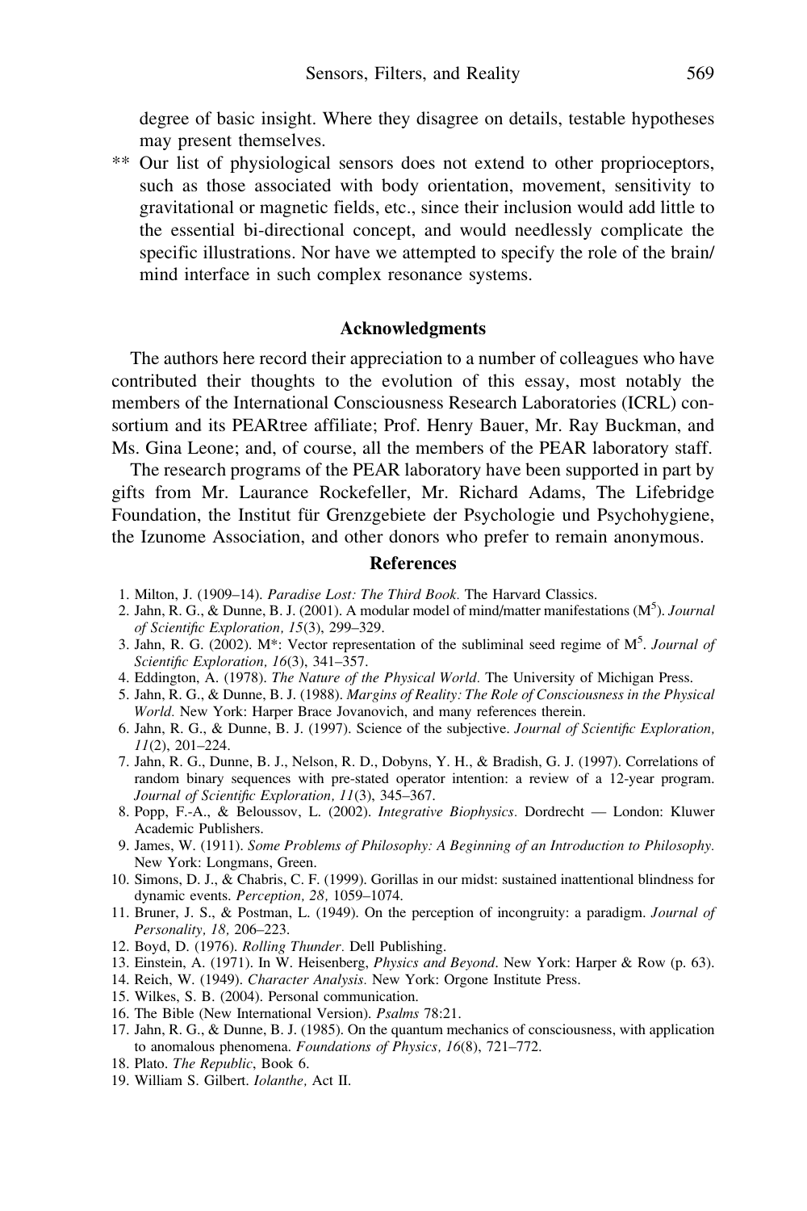degree of basic insight. Where they disagree on details, testable hypotheses may present themselves.

** Our list of physiological sensors does not extend to other proprioceptors, such as those associated with body orientation, movement, sensitivity to gravitational or magnetic fields, etc., since their inclusion would add little to the essential bi-directional concept, and would needlessly complicate the specific illustrations. Nor have we attempted to specify the role of the brain/mind interface in such complex resonance systems.

## Acknowledgments

The authors here record their appreciation to a number of colleagues who have contributed their thoughts to the evolution of this essay, most notably the members of the International Consciousness Research Laboratories (ICRL) consortium and its PEARtree affiliate; Prof. Henry Bauer, Mr. Ray Buckman, and Ms. Gina Leone; and, of course, all the members of the PEAR laboratory staff.

The research programs of the PEAR laboratory have been supported in part by gifts from Mr. Laurance Rockefeller, Mr. Richard Adams, The Lifebridge Foundation, the Institut für Grenzgebiete der Psychologie und Psychohygiene, the Izunome Association, and other donors who prefer to remain anonymous.

## References

1. Milton, J. (1909–14). *Paradise Lost: The Third Book.* The Harvard Classics.
2. Jahn, R. G., & Dunne, B. J. (2001). A modular model of mind/matter manifestations ($M^5$). *Journal of Scientific Exploration, 15*(3), 299–329.
3. Jahn, R. G. (2002). M*: Vector representation of the subliminal seed regime of $M^5$. *Journal of Scientific Exploration, 16*(3), 341–357.
4. Eddington, A. (1978). *The Nature of the Physical World.* The University of Michigan Press.
5. Jahn, R. G., & Dunne, B. J. (1988). *Margins of Reality: The Role of Consciousness in the Physical World.* New York: Harper Brace Jovanovich, and many references therein.
6. Jahn, R. G., & Dunne, B. J. (1997). Science of the subjective. *Journal of Scientific Exploration, 11*(2), 201–224.
7. Jahn, R. G., Dunne, B. J., Nelson, R. D., Dobyns, Y. H., & Bradish, G. J. (1997). Correlations of random binary sequences with pre-stated operator intention: a review of a 12-year program. *Journal of Scientific Exploration, 11*(3), 345–367.
8. Popp, F.-A., & Beloussov, L. (2002). *Integrative Biophysics.* Dordrecht — London: Kluwer Academic Publishers.
9. James, W. (1911). *Some Problems of Philosophy: A Beginning of an Introduction to Philosophy.* New York: Longmans, Green.
10. Simons, D. J., & Chabris, C. F. (1999). Gorillas in our midst: sustained inattentional blindness for dynamic events. *Perception, 28,* 1059–1074.
11. Bruner, J. S., & Postman, L. (1949). On the perception of incongruity: a paradigm. *Journal of Personality, 18,* 206–223.
12. Boyd, D. (1976). *Rolling Thunder.* Dell Publishing.
13. Einstein, A. (1971). In W. Heisenberg, *Physics and Beyond*. New York: Harper & Row (p. 63).
14. Reich, W. (1949). *Character Analysis.* New York: Orgone Institute Press.
15. Wilkes, S. B. (2004). Personal communication.
16. The Bible (New International Version). *Psalms* 78:21.
17. Jahn, R. G., & Dunne, B. J. (1985). On the quantum mechanics of consciousness, with application to anomalous phenomena. *Foundations of Physics, 16*(8), 721–772.
18. Plato. *The Republic*, Book 6.
19. William S. Gilbert. *Iolanthe,* Act II.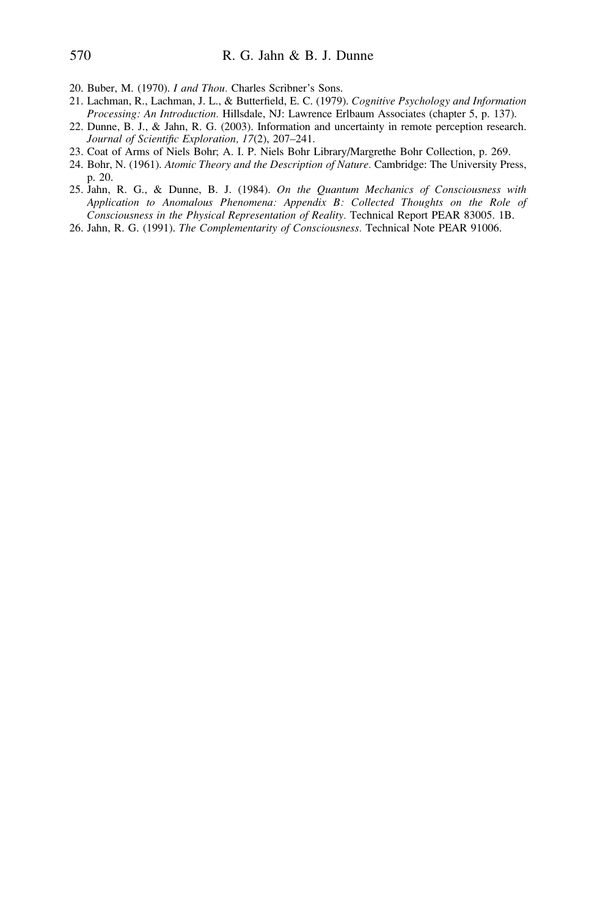20. Buber, M. (1970). *I and Thou.* Charles Scribner's Sons.
21. Lachman, R., Lachman, J. L., & Butterfield, E. C. (1979). *Cognitive Psychology and Information Processing: An Introduction.* Hillsdale, NJ: Lawrence Erlbaum Associates (chapter 5, p. 137).
22. Dunne, B. J., & Jahn, R. G. (2003). Information and uncertainty in remote perception research. *Journal of Scientific Exploration, 17*(2), 207–241.
23. Coat of Arms of Niels Bohr; A. I. P. Niels Bohr Library/Margrethe Bohr Collection, p. 269.
24. Bohr, N. (1961). *Atomic Theory and the Description of Nature.* Cambridge: The University Press, p. 20.
25. Jahn, R. G., & Dunne, B. J. (1984). *On the Quantum Mechanics of Consciousness with Application to Anomalous Phenomena: Appendix B: Collected Thoughts on the Role of Consciousness in the Physical Representation of Reality.* Technical Report PEAR 83005. 1B.
26. Jahn, R. G. (1991). *The Complementarity of Consciousness.* Technical Note PEAR 91006.